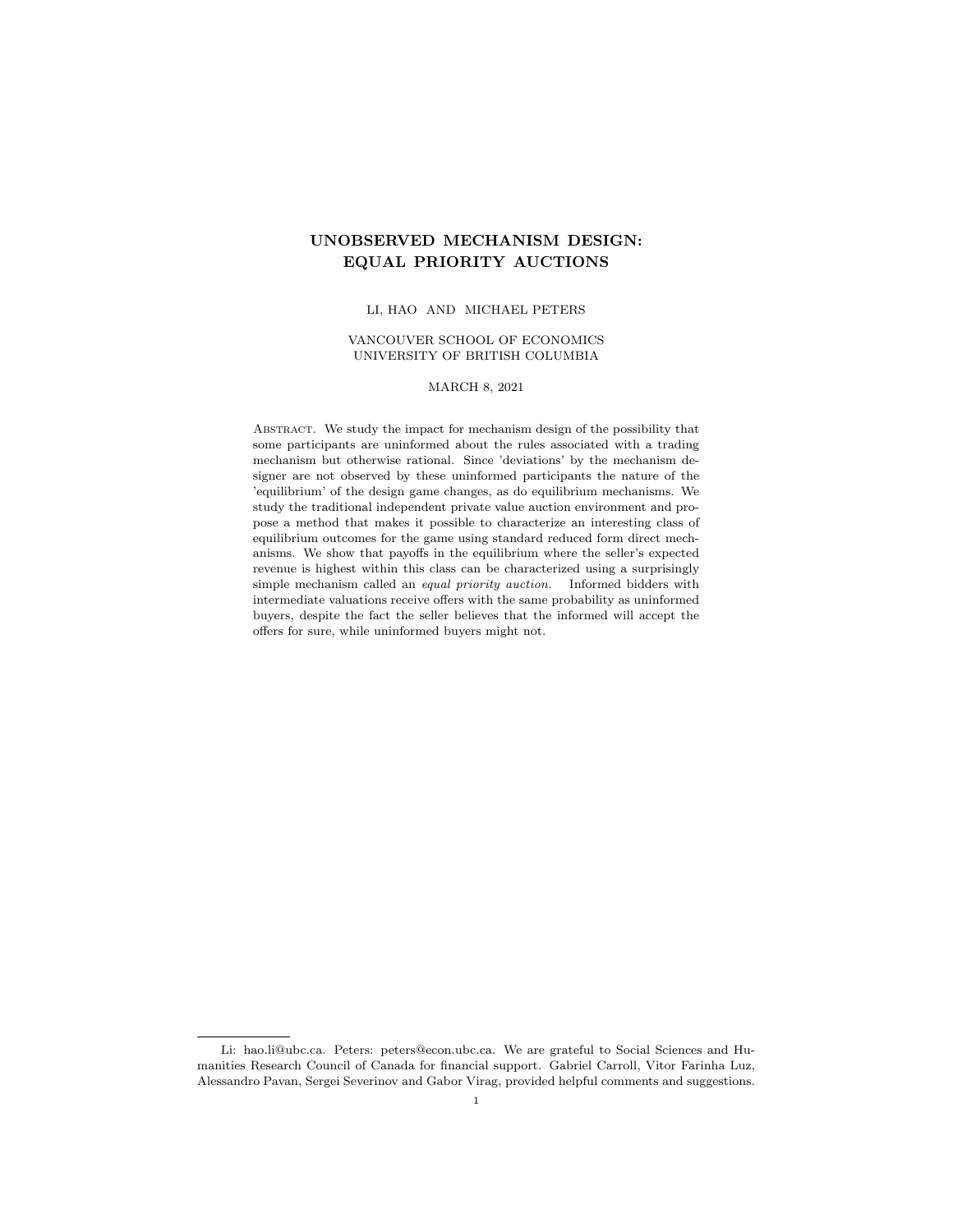# UNOBSERVED MECHANISM DESIGN: EQUAL PRIORITY AUCTIONS

LI, HAO AND MICHAEL PETERS

VANCOUVER SCHOOL OF ECONOMICS
UNIVERSITY OF BRITISH COLUMBIA

MARCH 8, 2021

Abstract. We study the impact for mechanism design of the possibility that some participants are uninformed about the rules associated with a trading mechanism but otherwise rational. Since 'deviations' by the mechanism designer are not observed by these uninformed participants the nature of the 'equilibrium' of the design game changes, as do equilibrium mechanisms. We study the traditional independent private value auction environment and propose a method that makes it possible to characterize an interesting class of equilibrium outcomes for the game using standard reduced form direct mechanisms. We show that payoffs in the equilibrium where the seller's expected revenue is highest within this class can be characterized using a surprisingly simple mechanism called an *equal priority auction.* Informed bidders with intermediate valuations receive offers with the same probability as uninformed buyers, despite the fact the seller believes that the informed will accept the offers for sure, while uninformed buyers might not.

---

Li: hao.li@ubc.ca. Peters: peters@econ.ubc.ca. We are grateful to Social Sciences and Humanities Research Council of Canada for financial support. Gabriel Carroll, Vitor Farinha Luz, Alessandro Pavan, Sergei Severinov and Gabor Virag, provided helpful comments and suggestions.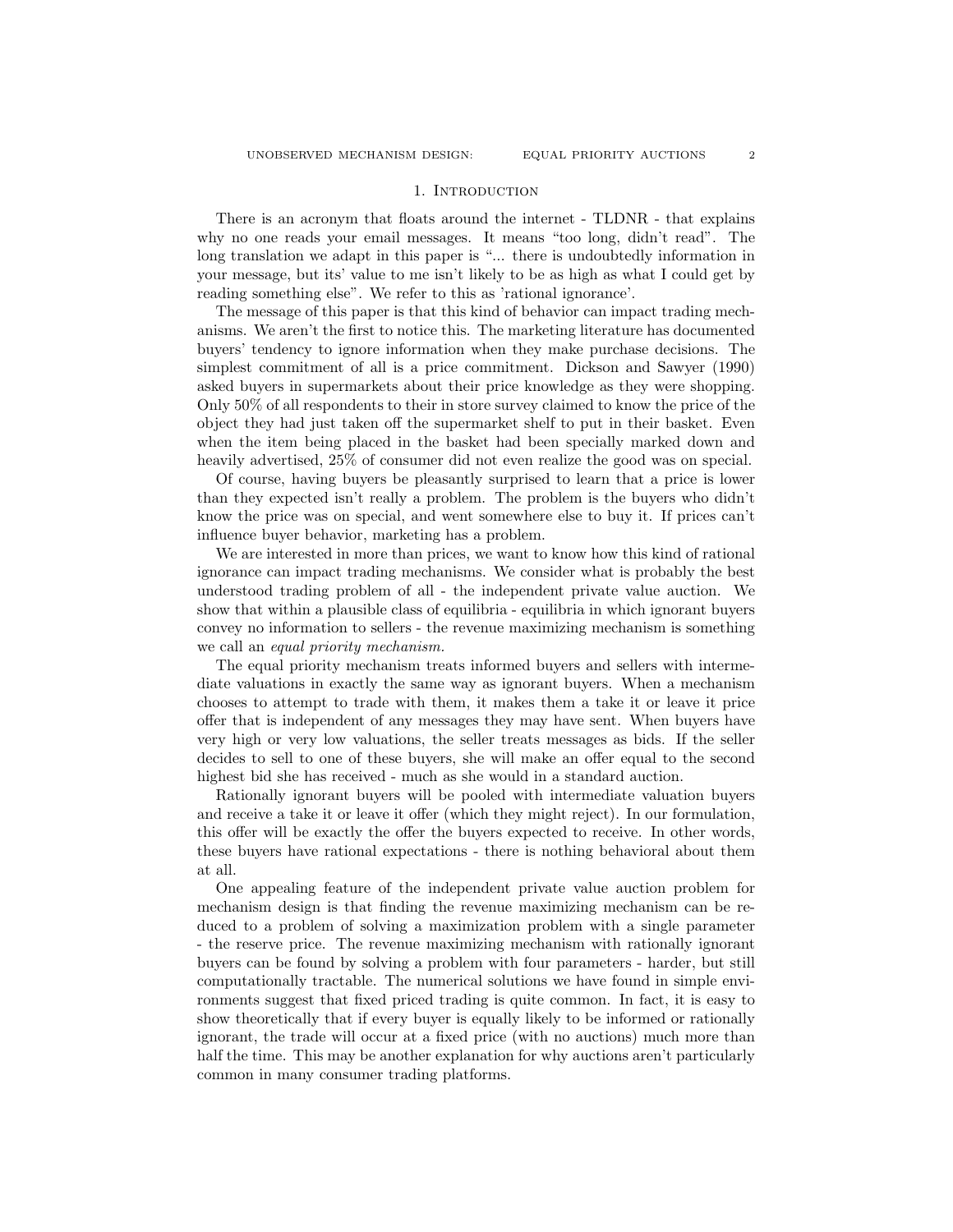# 1. Introduction

There is an acronym that floats around the internet - TLDNR - that explains why no one reads your email messages. It means "too long, didn't read". The long translation we adapt in this paper is "... there is undoubtedly information in your message, but its' value to me isn't likely to be as high as what I could get by reading something else". We refer to this as 'rational ignorance'.

The message of this paper is that this kind of behavior can impact trading mechanisms. We aren't the first to notice this. The marketing literature has documented buyers' tendency to ignore information when they make purchase decisions. The simplest commitment of all is a price commitment. Dickson and Sawyer (1990) asked buyers in supermarkets about their price knowledge as they were shopping. Only 50% of all respondents to their in store survey claimed to know the price of the object they had just taken off the supermarket shelf to put in their basket. Even when the item being placed in the basket had been specially marked down and heavily advertised, 25% of consumer did not even realize the good was on special.

Of course, having buyers be pleasantly surprised to learn that a price is lower than they expected isn't really a problem. The problem is the buyers who didn't know the price was on special, and went somewhere else to buy it. If prices can't influence buyer behavior, marketing has a problem.

We are interested in more than prices, we want to know how this kind of rational ignorance can impact trading mechanisms. We consider what is probably the best understood trading problem of all - the independent private value auction. We show that within a plausible class of equilibria - equilibria in which ignorant buyers convey no information to sellers - the revenue maximizing mechanism is something we call an *equal priority mechanism.*

The equal priority mechanism treats informed buyers and sellers with intermediate valuations in exactly the same way as ignorant buyers. When a mechanism chooses to attempt to trade with them, it makes them a take it or leave it price offer that is independent of any messages they may have sent. When buyers have very high or very low valuations, the seller treats messages as bids. If the seller decides to sell to one of these buyers, she will make an offer equal to the second highest bid she has received - much as she would in a standard auction.

Rationally ignorant buyers will be pooled with intermediate valuation buyers and receive a take it or leave it offer (which they might reject). In our formulation, this offer will be exactly the offer the buyers expected to receive. In other words, these buyers have rational expectations - there is nothing behavioral about them at all.

One appealing feature of the independent private value auction problem for mechanism design is that finding the revenue maximizing mechanism can be reduced to a problem of solving a maximization problem with a single parameter - the reserve price. The revenue maximizing mechanism with rationally ignorant buyers can be found by solving a problem with four parameters - harder, but still computationally tractable. The numerical solutions we have found in simple environments suggest that fixed priced trading is quite common. In fact, it is easy to show theoretically that if every buyer is equally likely to be informed or rationally ignorant, the trade will occur at a fixed price (with no auctions) much more than half the time. This may be another explanation for why auctions aren't particularly common in many consumer trading platforms.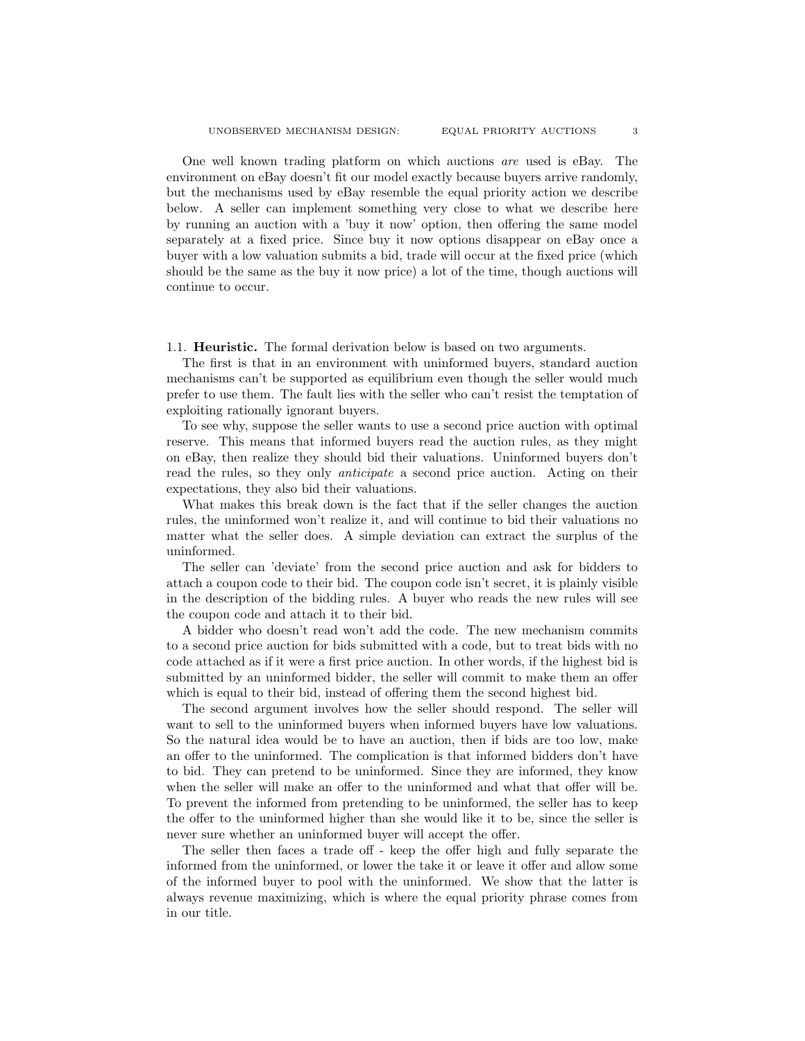One well known trading platform on which auctions *are* used is eBay. The environment on eBay doesn't fit our model exactly because buyers arrive randomly, but the mechanisms used by eBay resemble the equal priority action we describe below. A seller can implement something very close to what we describe here by running an auction with a 'buy it now' option, then offering the same model separately at a fixed price. Since buy it now options disappear on eBay once a buyer with a low valuation submits a bid, trade will occur at the fixed price (which should be the same as the buy it now price) a lot of the time, though auctions will continue to occur.

### 1.1. **Heuristic.**

The formal derivation below is based on two arguments.

The first is that in an environment with uninformed buyers, standard auction mechanisms can't be supported as equilibrium even though the seller would much prefer to use them. The fault lies with the seller who can't resist the temptation of exploiting rationally ignorant buyers.

To see why, suppose the seller wants to use a second price auction with optimal reserve. This means that informed buyers read the auction rules, as they might on eBay, then realize they should bid their valuations. Uninformed buyers don't read the rules, so they only *anticipate* a second price auction. Acting on their expectations, they also bid their valuations.

What makes this break down is the fact that if the seller changes the auction rules, the uninformed won't realize it, and will continue to bid their valuations no matter what the seller does. A simple deviation can extract the surplus of the uninformed.

The seller can 'deviate' from the second price auction and ask for bidders to attach a coupon code to their bid. The coupon code isn't secret, it is plainly visible in the description of the bidding rules. A buyer who reads the new rules will see the coupon code and attach it to their bid.

A bidder who doesn't read won't add the code. The new mechanism commits to a second price auction for bids submitted with a code, but to treat bids with no code attached as if it were a first price auction. In other words, if the highest bid is submitted by an uninformed bidder, the seller will commit to make them an offer which is equal to their bid, instead of offering them the second highest bid.

The second argument involves how the seller should respond. The seller will want to sell to the uninformed buyers when informed buyers have low valuations. So the natural idea would be to have an auction, then if bids are too low, make an offer to the uninformed. The complication is that informed bidders don't have to bid. They can pretend to be uninformed. Since they are informed, they know when the seller will make an offer to the uninformed and what that offer will be. To prevent the informed from pretending to be uninformed, the seller has to keep the offer to the uninformed higher than she would like it to be, since the seller is never sure whether an uninformed buyer will accept the offer.

The seller then faces a trade off - keep the offer high and fully separate the informed from the uninformed, or lower the take it or leave it offer and allow some of the informed buyer to pool with the uninformed. We show that the latter is always revenue maximizing, which is where the equal priority phrase comes from in our title.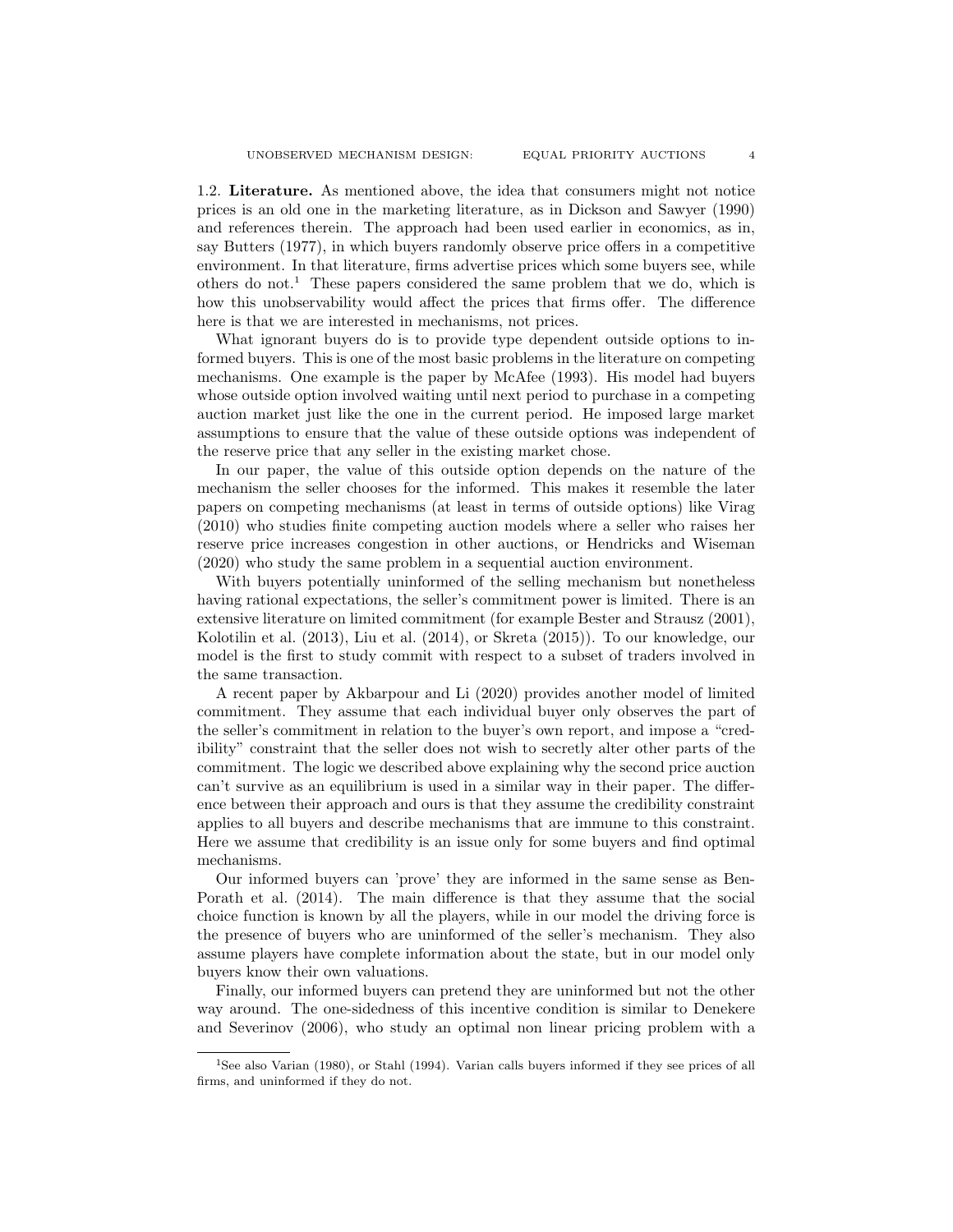### 1.2. **Literature.**

As mentioned above, the idea that consumers might not notice prices is an old one in the marketing literature, as in Dickson and Sawyer (1990) and references therein. The approach had been used earlier in economics, as in, say Butters (1977), in which buyers randomly observe price offers in a competitive environment. In that literature, firms advertise prices which some buyers see, while others do not.[1] These papers considered the same problem that we do, which is how this unobservability would affect the prices that firms offer. The difference here is that we are interested in mechanisms, not prices.

What ignorant buyers do is to provide type dependent outside options to informed buyers. This is one of the most basic problems in the literature on competing mechanisms. One example is the paper by McAfee (1993). His model had buyers whose outside option involved waiting until next period to purchase in a competing auction market just like the one in the current period. He imposed large market assumptions to ensure that the value of these outside options was independent of the reserve price that any seller in the existing market chose.

In our paper, the value of this outside option depends on the nature of the mechanism the seller chooses for the informed. This makes it resemble the later papers on competing mechanisms (at least in terms of outside options) like Virag (2010) who studies finite competing auction models where a seller who raises her reserve price increases congestion in other auctions, or Hendricks and Wiseman (2020) who study the same problem in a sequential auction environment.

With buyers potentially uninformed of the selling mechanism but nonetheless having rational expectations, the seller's commitment power is limited. There is an extensive literature on limited commitment (for example Bester and Strausz (2001), Kolotilin et al. (2013), Liu et al. (2014), or Skreta (2015)). To our knowledge, our model is the first to study commit with respect to a subset of traders involved in the same transaction.

A recent paper by Akbarpour and Li (2020) provides another model of limited commitment. They assume that each individual buyer only observes the part of the seller's commitment in relation to the buyer's own report, and impose a "credibility" constraint that the seller does not wish to secretly alter other parts of the commitment. The logic we described above explaining why the second price auction can't survive as an equilibrium is used in a similar way in their paper. The difference between their approach and ours is that they assume the credibility constraint applies to all buyers and describe mechanisms that are immune to this constraint. Here we assume that credibility is an issue only for some buyers and find optimal mechanisms.

Our informed buyers can 'prove' they are informed in the same sense as Ben-Porath et al. (2014). The main difference is that they assume that the social choice function is known by all the players, while in our model the driving force is the presence of buyers who are uninformed of the seller's mechanism. They also assume players have complete information about the state, but in our model only buyers know their own valuations.

Finally, our informed buyers can pretend they are uninformed but not the other way around. The one-sidedness of this incentive condition is similar to Denekere and Severinov (2006), who study an optimal non linear pricing problem with a

---

[1] See also Varian (1980), or Stahl (1994). Varian calls buyers informed if they see prices of all firms, and uninformed if they do not.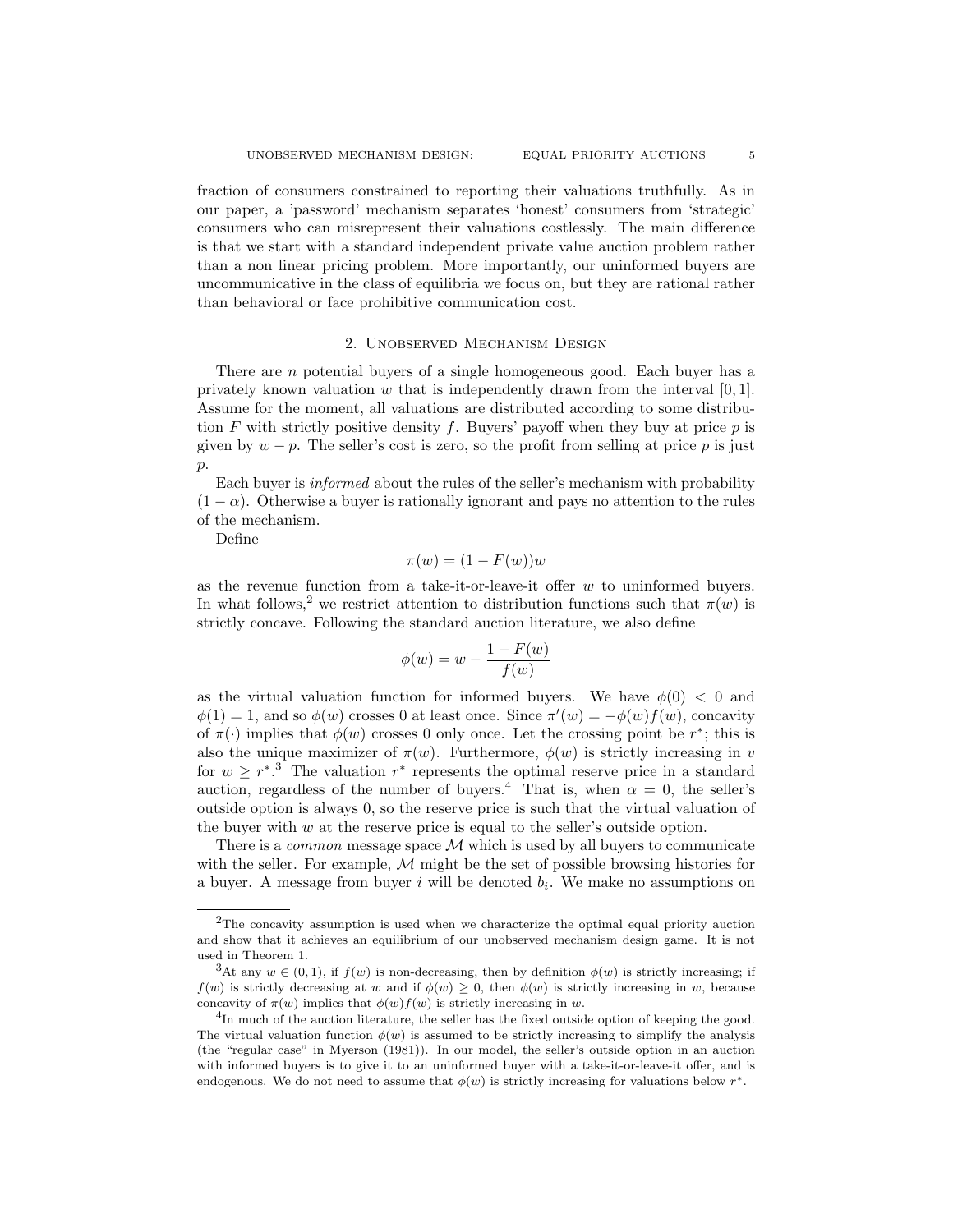fraction of consumers constrained to reporting their valuations truthfully. As in our paper, a 'password' mechanism separates 'honest' consumers from 'strategic' consumers who can misrepresent their valuations costlessly. The main difference is that we start with a standard independent private value auction problem rather than a non linear pricing problem. More importantly, our uninformed buyers are uncommunicative in the class of equilibria we focus on, but they are rational rather than behavioral or face prohibitive communication cost.

## 2. Unobserved Mechanism Design

There are $n$ potential buyers of a single homogeneous good. Each buyer has a privately known valuation $w$ that is independently drawn from the interval $[0, 1]$. Assume for the moment, all valuations are distributed according to some distribution $F$ with strictly positive density $f$. Buyers' payoff when they buy at price $p$ is given by $w - p$. The seller's cost is zero, so the profit from selling at price $p$ is just $p$.

Each buyer is *informed* about the rules of the seller's mechanism with probability $(1 - \alpha)$. Otherwise a buyer is rationally ignorant and pays no attention to the rules of the mechanism.

Define

$$\pi(w) = (1 - F(w))w$$

as the revenue function from a take-it-or-leave-it offer $w$ to uninformed buyers. In what follows,[2] we restrict attention to distribution functions such that $\pi(w)$ is strictly concave. Following the standard auction literature, we also define

$$\phi(w) = w - \frac{1 - F(w)}{f(w)}$$

as the virtual valuation function for informed buyers. We have $\phi(0) < 0$ and $\phi(1) = 1$, and so $\phi(w)$ crosses 0 at least once. Since $\pi'(w) = -\phi(w)f(w)$, concavity of $\pi(\cdot)$ implies that $\phi(w)$ crosses 0 only once. Let the crossing point be $r^*$; this is also the unique maximizer of $\pi(w)$. Furthermore, $\phi(w)$ is strictly increasing in $v$ for $w \geq r^*$.[3] The valuation $r^*$ represents the optimal reserve price in a standard auction, regardless of the number of buyers.[4] That is, when $\alpha = 0$, the seller's outside option is always 0, so the reserve price is such that the virtual valuation of the buyer with $w$ at the reserve price is equal to the seller's outside option.

There is a *common* message space $\mathcal{M}$ which is used by all buyers to communicate with the seller. For example, $\mathcal{M}$ might be the set of possible browsing histories for a buyer. A message from buyer $i$ will be denoted $b_i$. We make no assumptions on

---

[2] The concavity assumption is used when we characterize the optimal equal priority auction and show that it achieves an equilibrium of our unobserved mechanism design game. It is not used in Theorem 1.

[3] At any $w \in (0, 1)$, if $f(w)$ is non-decreasing, then by definition $\phi(w)$ is strictly increasing; if $f(w)$ is strictly decreasing at $w$ and if $\phi(w) \geq 0$, then $\phi(w)$ is strictly increasing in $w$, because concavity of $\pi(w)$ implies that $\phi(w)f(w)$ is strictly increasing in $w$.

[4] In much of the auction literature, the seller has the fixed outside option of keeping the good. The virtual valuation function $\phi(w)$ is assumed to be strictly increasing to simplify the analysis (the "regular case" in Myerson (1981)). In our model, the seller's outside option in an auction with informed buyers is to give it to an uninformed buyer with a take-it-or-leave-it offer, and is endogenous. We do not need to assume that $\phi(w)$ is strictly increasing for valuations below $r^*$.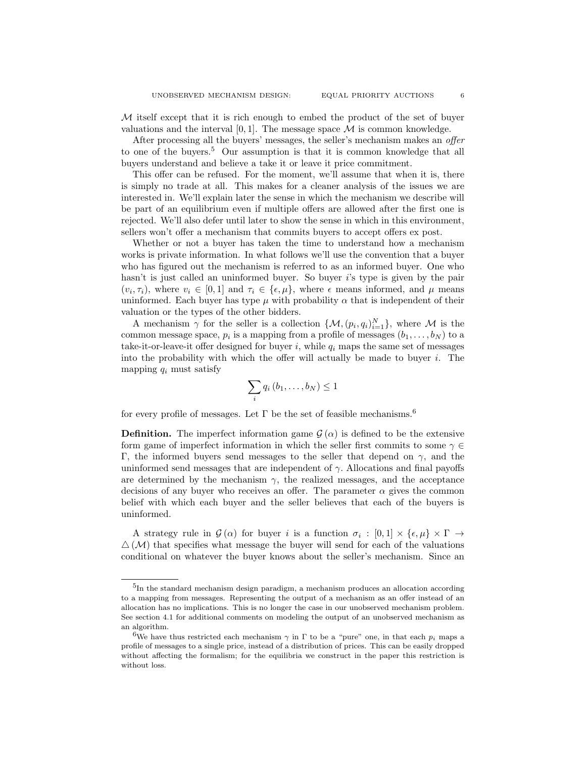$\mathcal{M}$ itself except that it is rich enough to embed the product of the set of buyer valuations and the interval $[0,1]$. The message space $\mathcal{M}$ is common knowledge.

After processing all the buyers' messages, the seller's mechanism makes an *offer* to one of the buyers.[5] Our assumption is that it is common knowledge that all buyers understand and believe a take it or leave it price commitment.

This offer can be refused. For the moment, we'll assume that when it is, there is simply no trade at all. This makes for a cleaner analysis of the issues we are interested in. We'll explain later the sense in which the mechanism we describe will be part of an equilibrium even if multiple offers are allowed after the first one is rejected. We'll also defer until later to show the sense in which in this environment, sellers won't offer a mechanism that commits buyers to accept offers ex post.

Whether or not a buyer has taken the time to understand how a mechanism works is private information. In what follows we'll use the convention that a buyer who has figured out the mechanism is referred to as an informed buyer. One who hasn't is just called an uninformed buyer. So buyer $i$'s type is given by the pair $(v_i, \tau_i)$, where $v_i \in [0,1]$ and $\tau_i \in \{\epsilon, \mu\}$, where $\epsilon$ means informed, and $\mu$ means uninformed. Each buyer has type $\mu$ with probability $\alpha$ that is independent of their valuation or the types of the other bidders.

A mechanism $\gamma$ for the seller is a collection $\{\mathcal{M}, (p_i, q_i)_{i=1}^N\}$, where $\mathcal{M}$ is the common message space, $p_i$ is a mapping from a profile of messages $(b_1, \ldots, b_N)$ to a take-it-or-leave-it offer designed for buyer $i$, while $q_i$ maps the same set of messages into the probability with which the offer will actually be made to buyer $i$. The mapping $q_i$ must satisfy

$$\sum_i q_i\left(b_1, \ldots, b_N\right) \leq 1$$

for every profile of messages. Let $\Gamma$ be the set of feasible mechanisms.[6]

**Definition.** The imperfect information game $\mathcal{G}(\alpha)$ is defined to be the extensive form game of imperfect information in which the seller first commits to some $\gamma \in \Gamma$, the informed buyers send messages to the seller that depend on $\gamma$, and the uninformed send messages that are independent of $\gamma$. Allocations and final payoffs are determined by the mechanism $\gamma$, the realized messages, and the acceptance decisions of any buyer who receives an offer. The parameter $\alpha$ gives the common belief with which each buyer and the seller believes that each of the buyers is uninformed.

A strategy rule in $\mathcal{G}(\alpha)$ for buyer $i$ is a function $\sigma_i : [0,1] \times \{\epsilon, \mu\} \times \Gamma \rightarrow \triangle(\mathcal{M})$ that specifies what message the buyer will send for each of the valuations conditional on whatever the buyer knows about the seller's mechanism. Since an

---

[5]In the standard mechanism design paradigm, a mechanism produces an allocation according to a mapping from messages. Representing the output of a mechanism as an offer instead of an allocation has no implications. This is no longer the case in our unobserved mechanism problem. See section 4.1 for additional comments on modeling the output of an unobserved mechanism as an algorithm.

[6]We have thus restricted each mechanism $\gamma$ in $\Gamma$ to be a "pure" one, in that each $p_i$ maps a profile of messages to a single price, instead of a distribution of prices. This can be easily dropped without affecting the formalism; for the equilibria we construct in the paper this restriction is without loss.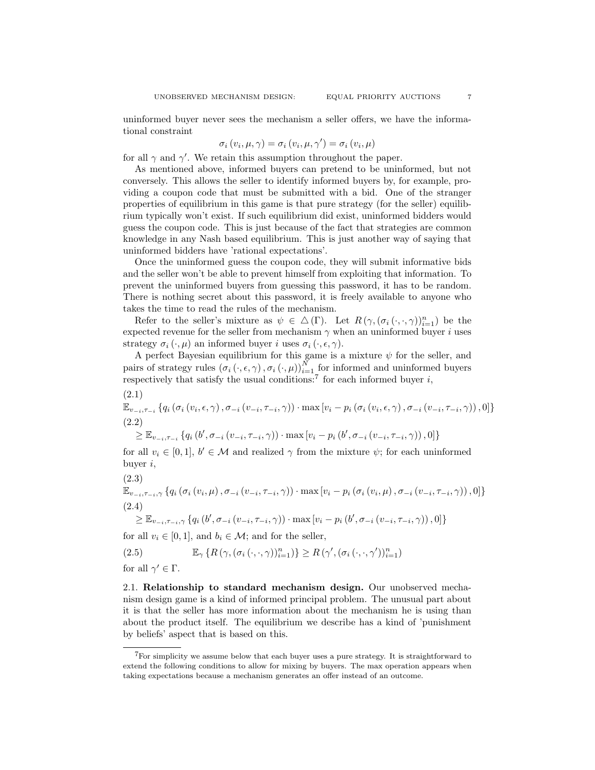uninformed buyer never sees the mechanism a seller offers, we have the informational constraint

$$\sigma_i(v_i, \mu, \gamma) = \sigma_i(v_i, \mu, \gamma') = \sigma_i(v_i, \mu)$$

for all $\gamma$ and $\gamma'$. We retain this assumption throughout the paper.

As mentioned above, informed buyers can pretend to be uninformed, but not conversely. This allows the seller to identify informed buyers by, for example, providing a coupon code that must be submitted with a bid. One of the stranger properties of equilibrium in this game is that pure strategy (for the seller) equilibrium typically won't exist. If such equilibrium did exist, uninformed bidders would guess the coupon code. This is just because of the fact that strategies are common knowledge in any Nash based equilibrium. This is just another way of saying that uninformed bidders have 'rational expectations'.

Once the uninformed guess the coupon code, they will submit informative bids and the seller won't be able to prevent himself from exploiting that information. To prevent the uninformed buyers from guessing this password, it has to be random. There is nothing secret about this password, it is freely available to anyone who takes the time to read the rules of the mechanism.

Refer to the seller's mixture as $\psi \in \triangle(\Gamma)$. Let $R(\gamma, (\sigma_i(\cdot, \cdot, \gamma))_{i=1}^n)$ be the expected revenue for the seller from mechanism $\gamma$ when an uninformed buyer $i$ uses strategy $\sigma_i(\cdot, \mu)$ an informed buyer $i$ uses $\sigma_i(\cdot, \epsilon, \gamma)$.

A perfect Bayesian equilibrium for this game is a mixture $\psi$ for the seller, and pairs of strategy rules $(\sigma_i(\cdot, \epsilon, \gamma), \sigma_i(\cdot, \mu))_{i=1}^N$ for informed and uninformed buyers respectively that satisfy the usual conditions:[7] for each informed buyer $i$,

$$\mathbb{E}_{v_{-i}, \tau_{-i}}\left\{q_i(\sigma_i(v_i, \epsilon, \gamma), \sigma_{-i}(v_{-i}, \tau_{-i}, \gamma)) \cdot \max\left[v_i - p_i(\sigma_i(v_i, \epsilon, \gamma), \sigma_{-i}(v_{-i}, \tau_{-i}, \gamma)), 0\right]\right\} \tag{2.1}$$

$$\geq \mathbb{E}_{v_{-i}, \tau_{-i}}\left\{q_i(b', \sigma_{-i}(v_{-i}, \tau_{-i}, \gamma)) \cdot \max\left[v_i - p_i(b', \sigma_{-i}(v_{-i}, \tau_{-i}, \gamma)), 0\right]\right\} \tag{2.2}$$

for all $v_i \in [0, 1]$, $b' \in \mathcal{M}$ and realized $\gamma$ from the mixture $\psi$; for each uninformed buyer $i$,

$$\mathbb{E}_{v_{-i}, \tau_{-i}, \gamma}\left\{q_i(\sigma_i(v_i, \mu), \sigma_{-i}(v_{-i}, \tau_{-i}, \gamma)) \cdot \max\left[v_i - p_i(\sigma_i(v_i, \mu), \sigma_{-i}(v_{-i}, \tau_{-i}, \gamma)), 0\right]\right\} \tag{2.3}$$

$$\geq \mathbb{E}_{v_{-i}, \tau_{-i}, \gamma}\left\{q_i(b', \sigma_{-i}(v_{-i}, \tau_{-i}, \gamma)) \cdot \max\left[v_i - p_i(b', \sigma_{-i}(v_{-i}, \tau_{-i}, \gamma)), 0\right]\right\} \tag{2.4}$$

for all $v_i \in [0, 1]$, and $b_i \in \mathcal{M}$; and for the seller,

$$\mathbb{E}_{\gamma}\left\{R(\gamma, (\sigma_i(\cdot, \cdot, \gamma))_{i=1}^n)\right\} \geq R(\gamma', (\sigma_i(\cdot, \cdot, \gamma'))_{i=1}^n) \tag{2.5}$$

for all $\gamma' \in \Gamma$.

## 2.1. Relationship to standard mechanism design.

Our unobserved mechanism design game is a kind of informed principal problem. The unusual part about it is that the seller has more information about the mechanism he is using than about the product itself. The equilibrium we describe has a kind of 'punishment by beliefs' aspect that is based on this.

[7] For simplicity we assume below that each buyer uses a pure strategy. It is straightforward to extend the following conditions to allow for mixing by buyers. The max operation appears when taking expectations because a mechanism generates an offer instead of an outcome.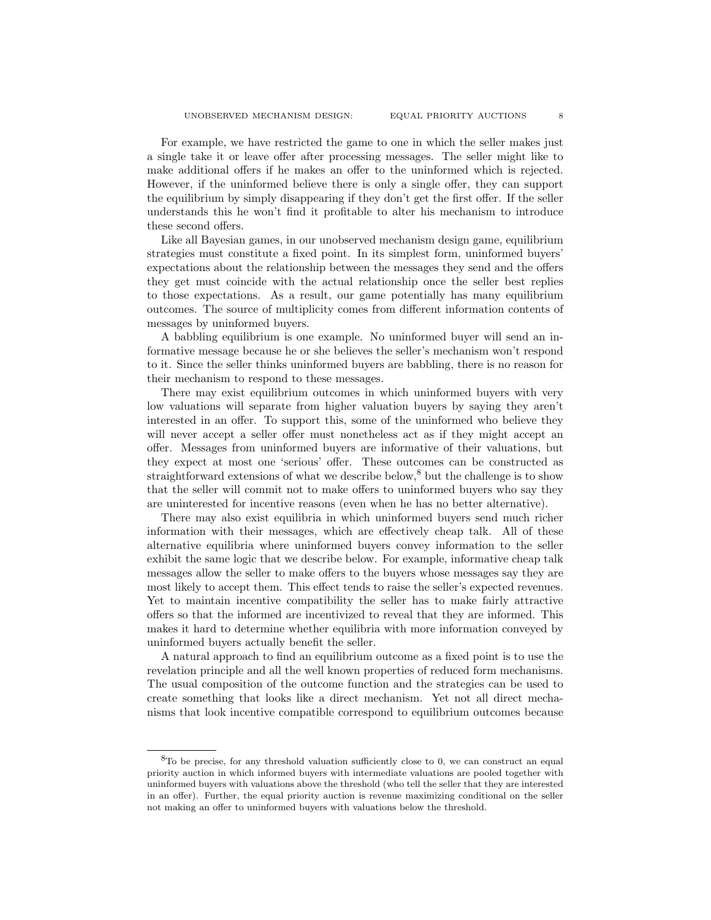For example, we have restricted the game to one in which the seller makes just a single take it or leave offer after processing messages. The seller might like to make additional offers if he makes an offer to the uninformed which is rejected. However, if the uninformed believe there is only a single offer, they can support the equilibrium by simply disappearing if they don't get the first offer. If the seller understands this he won't find it profitable to alter his mechanism to introduce these second offers.

Like all Bayesian games, in our unobserved mechanism design game, equilibrium strategies must constitute a fixed point. In its simplest form, uninformed buyers' expectations about the relationship between the messages they send and the offers they get must coincide with the actual relationship once the seller best replies to those expectations. As a result, our game potentially has many equilibrium outcomes. The source of multiplicity comes from different information contents of messages by uninformed buyers.

A babbling equilibrium is one example. No uninformed buyer will send an informative message because he or she believes the seller's mechanism won't respond to it. Since the seller thinks uninformed buyers are babbling, there is no reason for their mechanism to respond to these messages.

There may exist equilibrium outcomes in which uninformed buyers with very low valuations will separate from higher valuation buyers by saying they aren't interested in an offer. To support this, some of the uninformed who believe they will never accept a seller offer must nonetheless act as if they might accept an offer. Messages from uninformed buyers are informative of their valuations, but they expect at most one 'serious' offer. These outcomes can be constructed as straightforward extensions of what we describe below,[8] but the challenge is to show that the seller will commit not to make offers to uninformed buyers who say they are uninterested for incentive reasons (even when he has no better alternative).

There may also exist equilibria in which uninformed buyers send much richer information with their messages, which are effectively cheap talk. All of these alternative equilibria where uninformed buyers convey information to the seller exhibit the same logic that we describe below. For example, informative cheap talk messages allow the seller to make offers to the buyers whose messages say they are most likely to accept them. This effect tends to raise the seller's expected revenues. Yet to maintain incentive compatibility the seller has to make fairly attractive offers so that the informed are incentivized to reveal that they are informed. This makes it hard to determine whether equilibria with more information conveyed by uninformed buyers actually benefit the seller.

A natural approach to find an equilibrium outcome as a fixed point is to use the revelation principle and all the well known properties of reduced form mechanisms. The usual composition of the outcome function and the strategies can be used to create something that looks like a direct mechanism. Yet not all direct mechanisms that look incentive compatible correspond to equilibrium outcomes because

---

[8]To be precise, for any threshold valuation sufficiently close to 0, we can construct an equal priority auction in which informed buyers with intermediate valuations are pooled together with uninformed buyers with valuations above the threshold (who tell the seller that they are interested in an offer). Further, the equal priority auction is revenue maximizing conditional on the seller not making an offer to uninformed buyers with valuations below the threshold.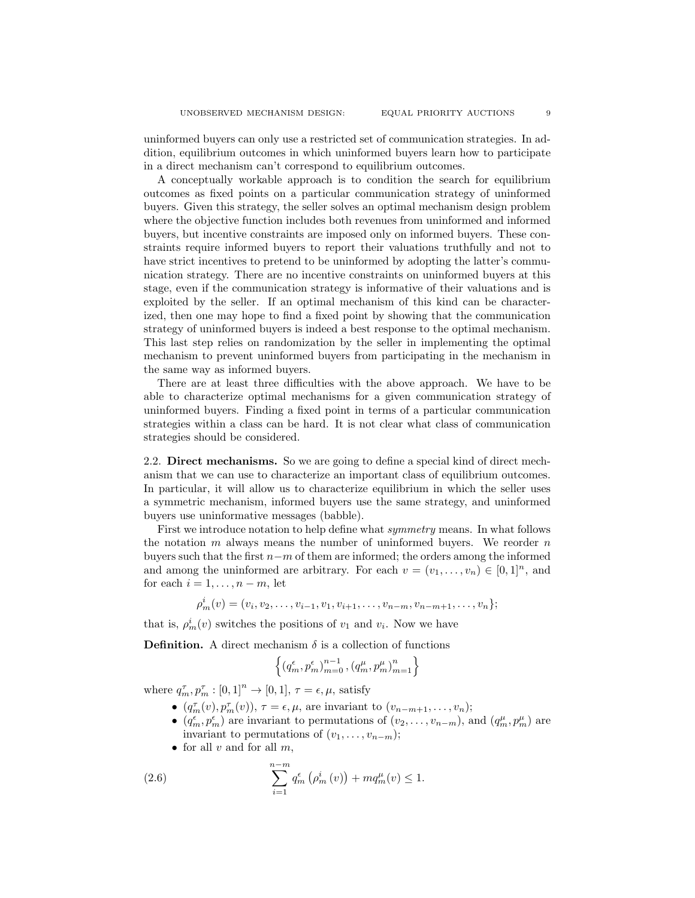uninformed buyers can only use a restricted set of communication strategies. In addition, equilibrium outcomes in which uninformed buyers learn how to participate in a direct mechanism can't correspond to equilibrium outcomes.

A conceptually workable approach is to condition the search for equilibrium outcomes as fixed points on a particular communication strategy of uninformed buyers. Given this strategy, the seller solves an optimal mechanism design problem where the objective function includes both revenues from uninformed and informed buyers, but incentive constraints are imposed only on informed buyers. These constraints require informed buyers to report their valuations truthfully and not to have strict incentives to pretend to be uninformed by adopting the latter's communication strategy. There are no incentive constraints on uninformed buyers at this stage, even if the communication strategy is informative of their valuations and is exploited by the seller. If an optimal mechanism of this kind can be characterized, then one may hope to find a fixed point by showing that the communication strategy of uninformed buyers is indeed a best response to the optimal mechanism. This last step relies on randomization by the seller in implementing the optimal mechanism to prevent uninformed buyers from participating in the mechanism in the same way as informed buyers.

There are at least three difficulties with the above approach. We have to be able to characterize optimal mechanisms for a given communication strategy of uninformed buyers. Finding a fixed point in terms of a particular communication strategies within a class can be hard. It is not clear what class of communication strategies should be considered.

## 2.2. Direct mechanisms.

So we are going to define a special kind of direct mechanism that we can use to characterize an important class of equilibrium outcomes. In particular, it will allow us to characterize equilibrium in which the seller uses a symmetric mechanism, informed buyers use the same strategy, and uninformed buyers use uninformative messages (babble).

First we introduce notation to help define what *symmetry* means. In what follows the notation $m$ always means the number of uninformed buyers. We reorder $n$ buyers such that the first $n-m$ of them are informed; the orders among the informed and among the uninformed are arbitrary. For each $v = (v_1, \ldots, v_n) \in [0,1]^n$, and for each $i = 1, \ldots, n-m$, let

$$\rho_m^i(v) = (v_i, v_2, \ldots, v_{i-1}, v_1, v_{i+1}, \ldots, v_{n-m}, v_{n-m+1}, \ldots, v_n\};$$

that is, $\rho_m^i(v)$ switches the positions of $v_1$ and $v_i$. Now we have

**Definition.** A direct mechanism $\delta$ is a collection of functions

$$\left\{ (q_m^\epsilon, p_m^\epsilon)_{m=0}^{n-1}, (q_m^\mu, p_m^\mu)_{m=1}^{n} \right\}$$

where $q_m^\tau, p_m^\tau : [0,1]^n \to [0,1]$, $\tau = \epsilon, \mu$, satisfy

- $(q_m^\tau(v), p_m^\tau(v))$, $\tau = \epsilon, \mu$, are invariant to $(v_{n-m+1}, \ldots, v_n)$;
- $(q_m^\epsilon, p_m^\epsilon)$ are invariant to permutations of $(v_2, \ldots, v_{n-m})$, and $(q_m^\mu, p_m^\mu)$ are invariant to permutations of $(v_1, \ldots, v_{n-m})$;
- for all $v$ and for all $m$,

$$\sum_{i=1}^{n-m} q_m^\epsilon\left(\rho_m^i(v)\right) + m q_m^\mu(v) \leq 1. \tag{2.6}$$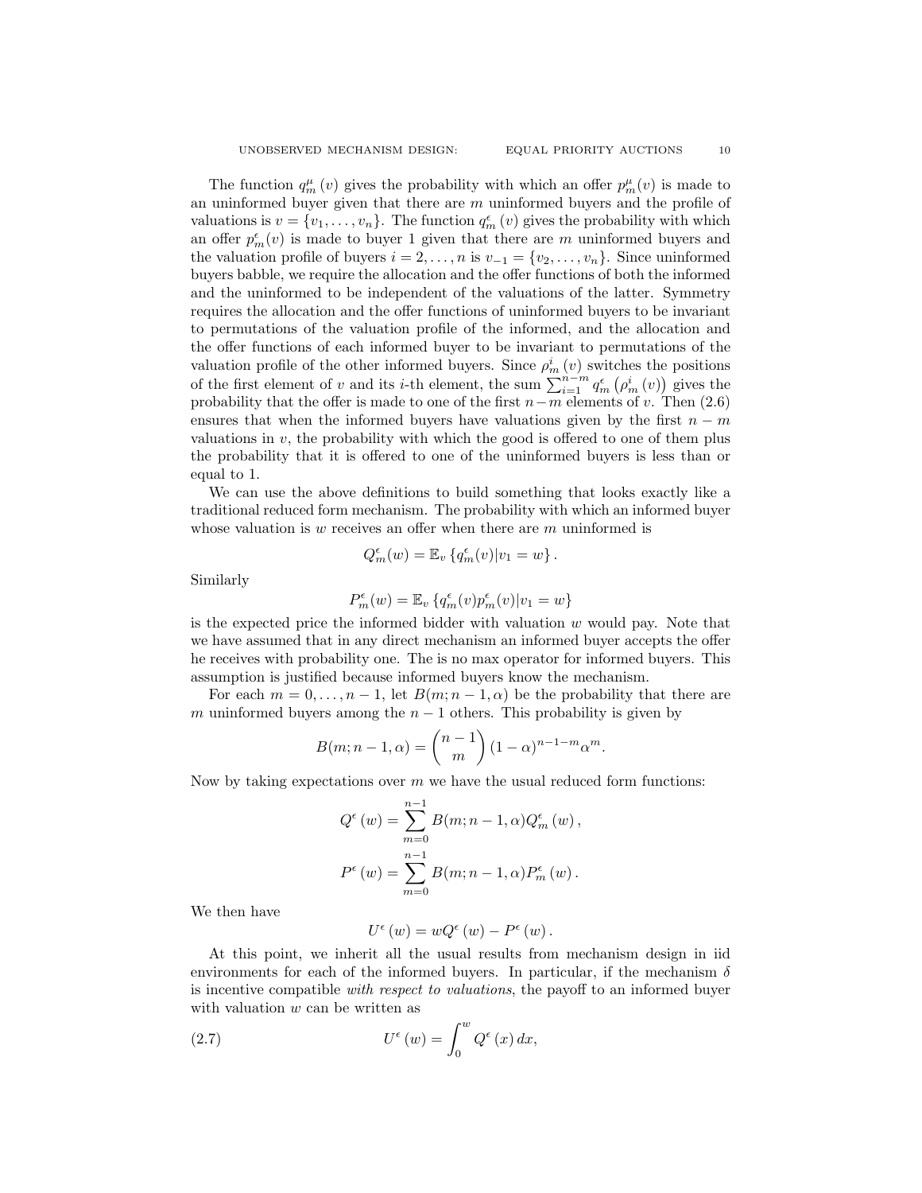The function $q_m^{\mu}(v)$ gives the probability with which an offer $p_m^{\mu}(v)$ is made to an uninformed buyer given that there are $m$ uninformed buyers and the profile of valuations is $v = \{v_1, \ldots, v_n\}$. The function $q_m^{\epsilon}(v)$ gives the probability with which an offer $p_m^{\epsilon}(v)$ is made to buyer 1 given that there are $m$ uninformed buyers and the valuation profile of buyers $i = 2, \ldots, n$ is $v_{-1} = \{v_2, \ldots, v_n\}$. Since uninformed buyers babble, we require the allocation and the offer functions of both the informed and the uninformed to be independent of the valuations of the latter. Symmetry requires the allocation and the offer functions of uninformed buyers to be invariant to permutations of the valuation profile of the informed, and the allocation and the offer functions of each informed buyer to be invariant to permutations of the valuation profile of the other informed buyers. Since $\rho_m^i(v)$ switches the positions of the first element of $v$ and its $i$-th element, the sum $\sum_{i=1}^{n-m} q_m^{\epsilon}\left(\rho_m^i(v)\right)$ gives the probability that the offer is made to one of the first $n-m$ elements of $v$. Then (2.6) ensures that when the informed buyers have valuations given by the first $n-m$ valuations in $v$, the probability with which the good is offered to one of them plus the probability that it is offered to one of the uninformed buyers is less than or equal to 1.

We can use the above definitions to build something that looks exactly like a traditional reduced form mechanism. The probability with which an informed buyer whose valuation is $w$ receives an offer when there are $m$ uninformed is

$$Q_m^{\epsilon}(w) = \mathbb{E}_v \left\{ q_m^{\epsilon}(v) | v_1 = w \right\}.$$

Similarly

$$P_m^{\epsilon}(w) = \mathbb{E}_v \left\{ q_m^{\epsilon}(v) p_m^{\epsilon}(v) | v_1 = w \right\}$$

is the expected price the informed bidder with valuation $w$ would pay. Note that we have assumed that in any direct mechanism an informed buyer accepts the offer he receives with probability one. The is no max operator for informed buyers. This assumption is justified because informed buyers know the mechanism.

For each $m = 0, \ldots, n-1$, let $B(m; n-1, \alpha)$ be the probability that there are $m$ uninformed buyers among the $n-1$ others. This probability is given by

$$B(m; n-1, \alpha) = \binom{n-1}{m} (1-\alpha)^{n-1-m} \alpha^m.$$

Now by taking expectations over $m$ we have the usual reduced form functions:

$$Q^{\epsilon}(w) = \sum_{m=0}^{n-1} B(m; n-1, \alpha) Q_m^{\epsilon}(w),$$

$$P^{\epsilon}(w) = \sum_{m=0}^{n-1} B(m; n-1, \alpha) P_m^{\epsilon}(w).$$

We then have

$$U^{\epsilon}(w) = w Q^{\epsilon}(w) - P^{\epsilon}(w).$$

At this point, we inherit all the usual results from mechanism design in iid environments for each of the informed buyers. In particular, if the mechanism $\delta$ is incentive compatible *with respect to valuations*, the payoff to an informed buyer with valuation $w$ can be written as

$$U^{\epsilon}(w) = \int_0^w Q^{\epsilon}(x)\, dx, \tag{2.7}$$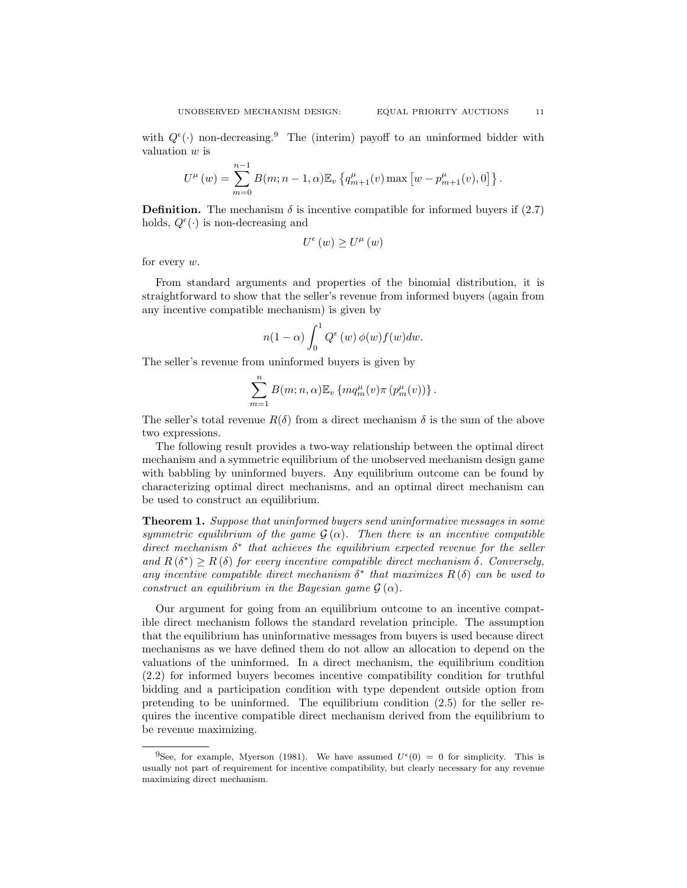with $Q^{\epsilon}(\cdot)$ non-decreasing.[9] The (interim) payoff to an uninformed bidder with valuation $w$ is

$$U^{\mu}(w) = \sum_{m=0}^{n-1} B(m; n-1, \alpha) \mathbb{E}_v \left\{ q^{\mu}_{m+1}(v) \max \left[ w - p^{\mu}_{m+1}(v), 0 \right] \right\}.$$

**Definition.** The mechanism $\delta$ is incentive compatible for informed buyers if (2.7) holds, $Q^{\epsilon}(\cdot)$ is non-decreasing and

$$U^{\epsilon}(w) \geq U^{\mu}(w)$$

for every $w$.

From standard arguments and properties of the binomial distribution, it is straightforward to show that the seller's revenue from informed buyers (again from any incentive compatible mechanism) is given by

$$n(1-\alpha) \int_0^1 Q^{\epsilon}(w) \phi(w) f(w) dw.$$

The seller's revenue from uninformed buyers is given by

$$\sum_{m=1}^{n} B(m; n, \alpha) \mathbb{E}_v \left\{ m q^{\mu}_m(v) \pi \left( p^{\mu}_m(v) \right) \right\}.$$

The seller's total revenue $R(\delta)$ from a direct mechanism $\delta$ is the sum of the above two expressions.

The following result provides a two-way relationship between the optimal direct mechanism and a symmetric equilibrium of the unobserved mechanism design game with babbling by uninformed buyers. Any equilibrium outcome can be found by characterizing optimal direct mechanisms, and an optimal direct mechanism can be used to construct an equilibrium.

**Theorem 1.** *Suppose that uninformed buyers send uninformative messages in some symmetric equilibrium of the game $\mathcal{G}(\alpha)$. Then there is an incentive compatible direct mechanism $\delta^*$ that achieves the equilibrium expected revenue for the seller and $R(\delta^*) \geq R(\delta)$ for every incentive compatible direct mechanism $\delta$. Conversely, any incentive compatible direct mechanism $\delta^*$ that maximizes $R(\delta)$ can be used to construct an equilibrium in the Bayesian game $\mathcal{G}(\alpha)$.*

Our argument for going from an equilibrium outcome to an incentive compatible direct mechanism follows the standard revelation principle. The assumption that the equilibrium has uninformative messages from buyers is used because direct mechanisms as we have defined them do not allow an allocation to depend on the valuations of the uninformed. In a direct mechanism, the equilibrium condition (2.2) for informed buyers becomes incentive compatibility condition for truthful bidding and a participation condition with type dependent outside option from pretending to be uninformed. The equilibrium condition (2.5) for the seller requires the incentive compatible direct mechanism derived from the equilibrium to be revenue maximizing.

[9] See, for example, Myerson (1981). We have assumed $U^{\epsilon}(0) = 0$ for simplicity. This is usually not part of requirement for incentive compatibility, but clearly necessary for any revenue maximizing direct mechanism.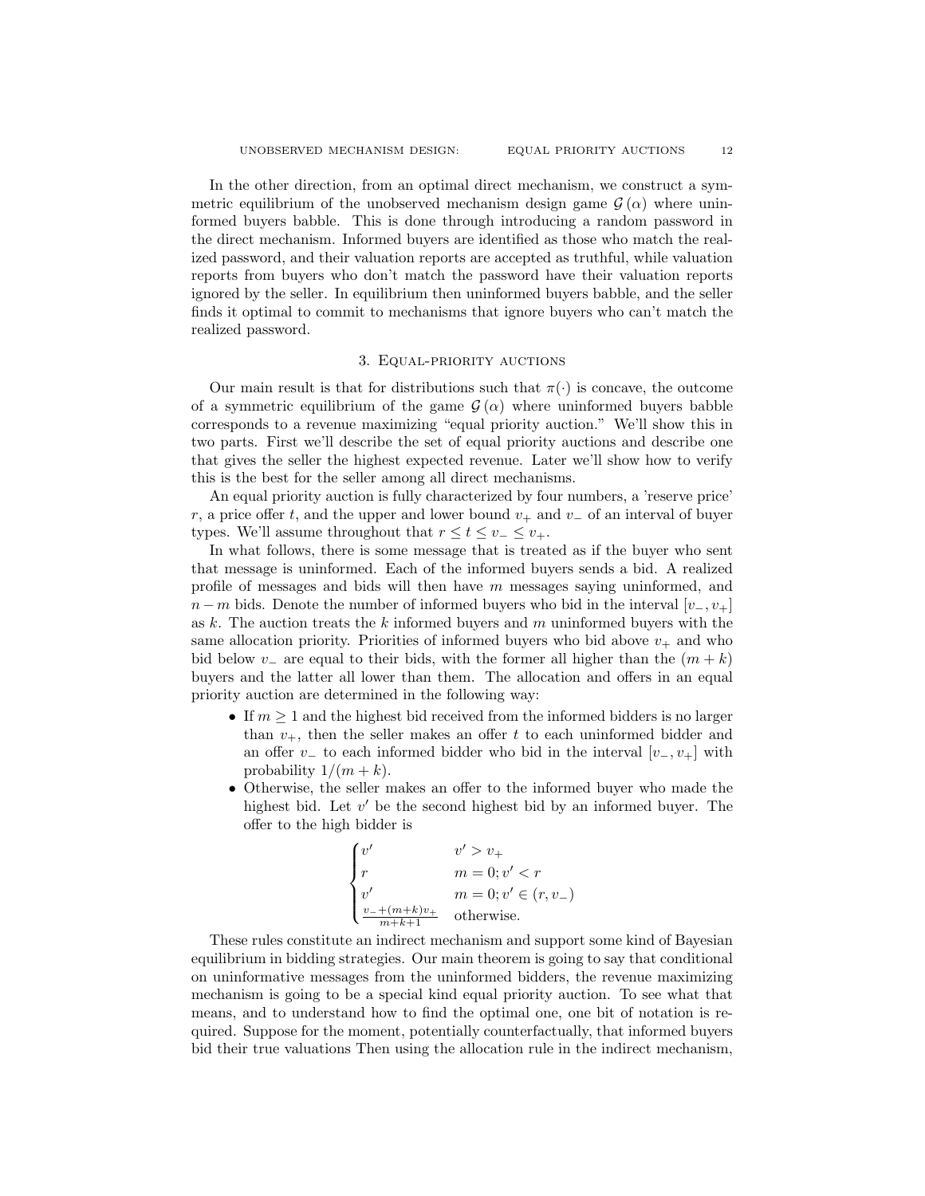In the other direction, from an optimal direct mechanism, we construct a symmetric equilibrium of the unobserved mechanism design game $\mathcal{G}(\alpha)$ where uninformed buyers babble. This is done through introducing a random password in the direct mechanism. Informed buyers are identified as those who match the realized password, and their valuation reports are accepted as truthful, while valuation reports from buyers who don't match the password have their valuation reports ignored by the seller. In equilibrium then uninformed buyers babble, and the seller finds it optimal to commit to mechanisms that ignore buyers who can't match the realized password.

## 3. Equal-priority auctions

Our main result is that for distributions such that $\pi(\cdot)$ is concave, the outcome of a symmetric equilibrium of the game $\mathcal{G}(\alpha)$ where uninformed buyers babble corresponds to a revenue maximizing "equal priority auction." We'll show this in two parts. First we'll describe the set of equal priority auctions and describe one that gives the seller the highest expected revenue. Later we'll show how to verify this is the best for the seller among all direct mechanisms.

An equal priority auction is fully characterized by four numbers, a 'reserve price' $r$, a price offer $t$, and the upper and lower bound $v_+$ and $v_-$ of an interval of buyer types. We'll assume throughout that $r \leq t \leq v_- \leq v_+$.

In what follows, there is some message that is treated as if the buyer who sent that message is uninformed. Each of the informed buyers sends a bid. A realized profile of messages and bids will then have $m$ messages saying uninformed, and $n - m$ bids. Denote the number of informed buyers who bid in the interval $[v_-, v_+]$ as $k$. The auction treats the $k$ informed buyers and $m$ uninformed buyers with the same allocation priority. Priorities of informed buyers who bid above $v_+$ and who bid below $v_-$ are equal to their bids, with the former all higher than the $(m + k)$ buyers and the latter all lower than them. The allocation and offers in an equal priority auction are determined in the following way:

- If $m \geq 1$ and the highest bid received from the informed bidders is no larger than $v_+$, then the seller makes an offer $t$ to each uninformed bidder and an offer $v_-$ to each informed bidder who bid in the interval $[v_-, v_+]$ with probability $1/(m + k)$.
- Otherwise, the seller makes an offer to the informed buyer who made the highest bid. Let $v'$ be the second highest bid by an informed buyer. The offer to the high bidder is

$$
\begin{cases}
v' & v' > v_+ \\
r & m = 0; v' < r \\
v' & m = 0; v' \in (r, v_-) \\
\frac{v_- + (m+k)v_+}{m+k+1} & \text{otherwise.}
\end{cases}
$$

These rules constitute an indirect mechanism and support some kind of Bayesian equilibrium in bidding strategies. Our main theorem is going to say that conditional on uninformative messages from the uninformed bidders, the revenue maximizing mechanism is going to be a special kind equal priority auction. To see what that means, and to understand how to find the optimal one, one bit of notation is required. Suppose for the moment, potentially counterfactually, that informed buyers bid their true valuations Then using the allocation rule in the indirect mechanism,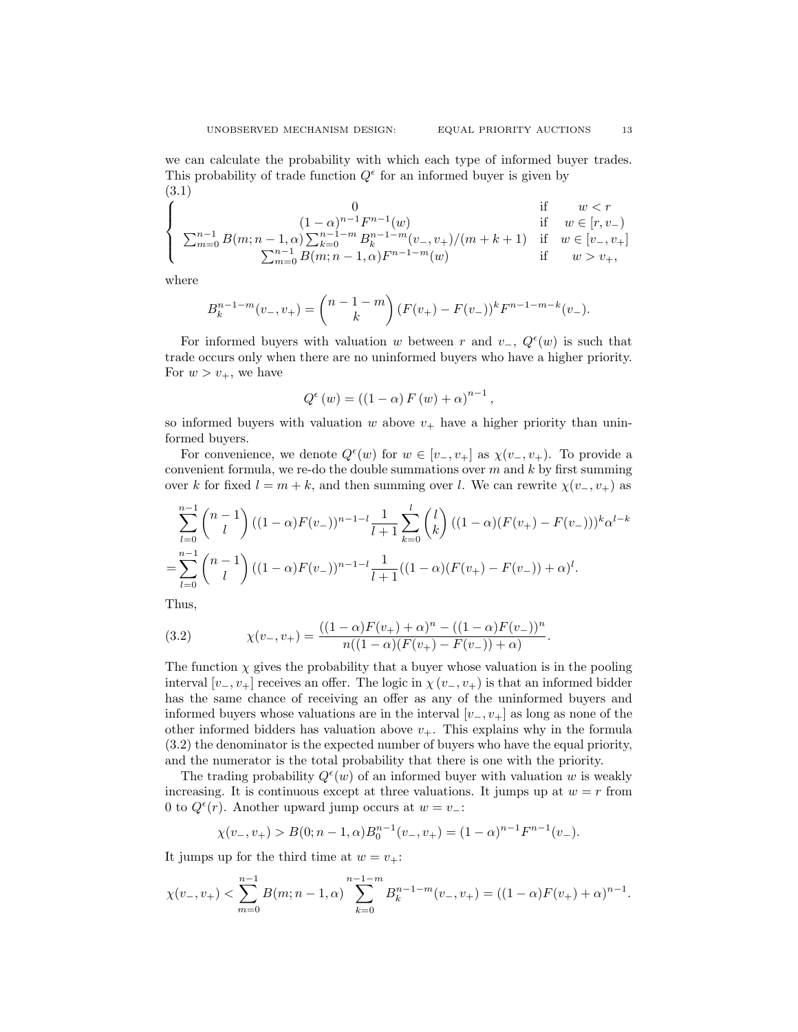we can calculate the probability with which each type of informed buyer trades. This probability of trade function $Q^\epsilon$ for an informed buyer is given by

$$
\left\{
\begin{array}{cll}
0 & \text{if} & w < r \\
(1-\alpha)^{n-1} F^{n-1}(w) & \text{if} & w \in [r, v_-) \\
\sum_{m=0}^{n-1} B(m; n-1, \alpha) \sum_{k=0}^{n-1-m} B_k^{n-1-m}(v_-, v_+)/(m+k+1) & \text{if} & w \in [v_-, v_+] \\
\sum_{m=0}^{n-1} B(m; n-1, \alpha) F^{n-1-m}(w) & \text{if} & w > v_+,
\end{array}
\right. \tag{3.1}
$$

where

$$
B_k^{n-1-m}(v_-, v_+) = \binom{n-1-m}{k} (F(v_+) - F(v_-))^k F^{n-1-m-k}(v_-).
$$

For informed buyers with valuation $w$ between $r$ and $v_-$, $Q^\epsilon(w)$ is such that trade occurs only when there are no uninformed buyers who have a higher priority. For $w > v_+$, we have

$$
Q^\epsilon(w) = \left( (1-\alpha) F(w) + \alpha \right)^{n-1},
$$

so informed buyers with valuation $w$ above $v_+$ have a higher priority than uninformed buyers.

For convenience, we denote $Q^\epsilon(w)$ for $w \in [v_-, v_+]$ as $\chi(v_-, v_+)$. To provide a convenient formula, we re-do the double summations over $m$ and $k$ by first summing over $k$ for fixed $l = m + k$, and then summing over $l$. We can rewrite $\chi(v_-, v_+)$ as

$$
\begin{aligned}
&\sum_{l=0}^{n-1} \binom{n-1}{l} ((1-\alpha)F(v_-))^{n-1-l} \frac{1}{l+1} \sum_{k=0}^{l} \binom{l}{k} ((1-\alpha)(F(v_+) - F(v_-)))^k \alpha^{l-k} \\
=&\sum_{l=0}^{n-1} \binom{n-1}{l} ((1-\alpha)F(v_-))^{n-1-l} \frac{1}{l+1} ((1-\alpha)(F(v_+) - F(v_-)) + \alpha)^l.
\end{aligned}
$$

Thus,

$$
\chi(v_-, v_+) = \frac{((1-\alpha)F(v_+) + \alpha)^n - ((1-\alpha)F(v_-))^n}{n((1-\alpha)(F(v_+) - F(v_-)) + \alpha)}. \tag{3.2}
$$

The function $\chi$ gives the probability that a buyer whose valuation is in the pooling interval $[v_-, v_+]$ receives an offer. The logic in $\chi(v_-, v_+)$ is that an informed bidder has the same chance of receiving an offer as any of the uninformed buyers and informed buyers whose valuations are in the interval $[v_-, v_+]$ as long as none of the other informed bidders has valuation above $v_+$. This explains why in the formula (3.2) the denominator is the expected number of buyers who have the equal priority, and the numerator is the total probability that there is one with the priority.

The trading probability $Q^\epsilon(w)$ of an informed buyer with valuation $w$ is weakly increasing. It is continuous except at three valuations. It jumps up at $w = r$ from 0 to $Q^\epsilon(r)$. Another upward jump occurs at $w = v_-$:

$$
\chi(v_-, v_+) > B(0; n-1, \alpha) B_0^{n-1}(v_-, v_+) = (1-\alpha)^{n-1} F^{n-1}(v_-).
$$

It jumps up for the third time at $w = v_+$:

$$
\chi(v_-, v_+) < \sum_{m=0}^{n-1} B(m; n-1, \alpha) \sum_{k=0}^{n-1-m} B_k^{n-1-m}(v_-, v_+) = ((1-\alpha)F(v_+) + \alpha)^{n-1}.
$$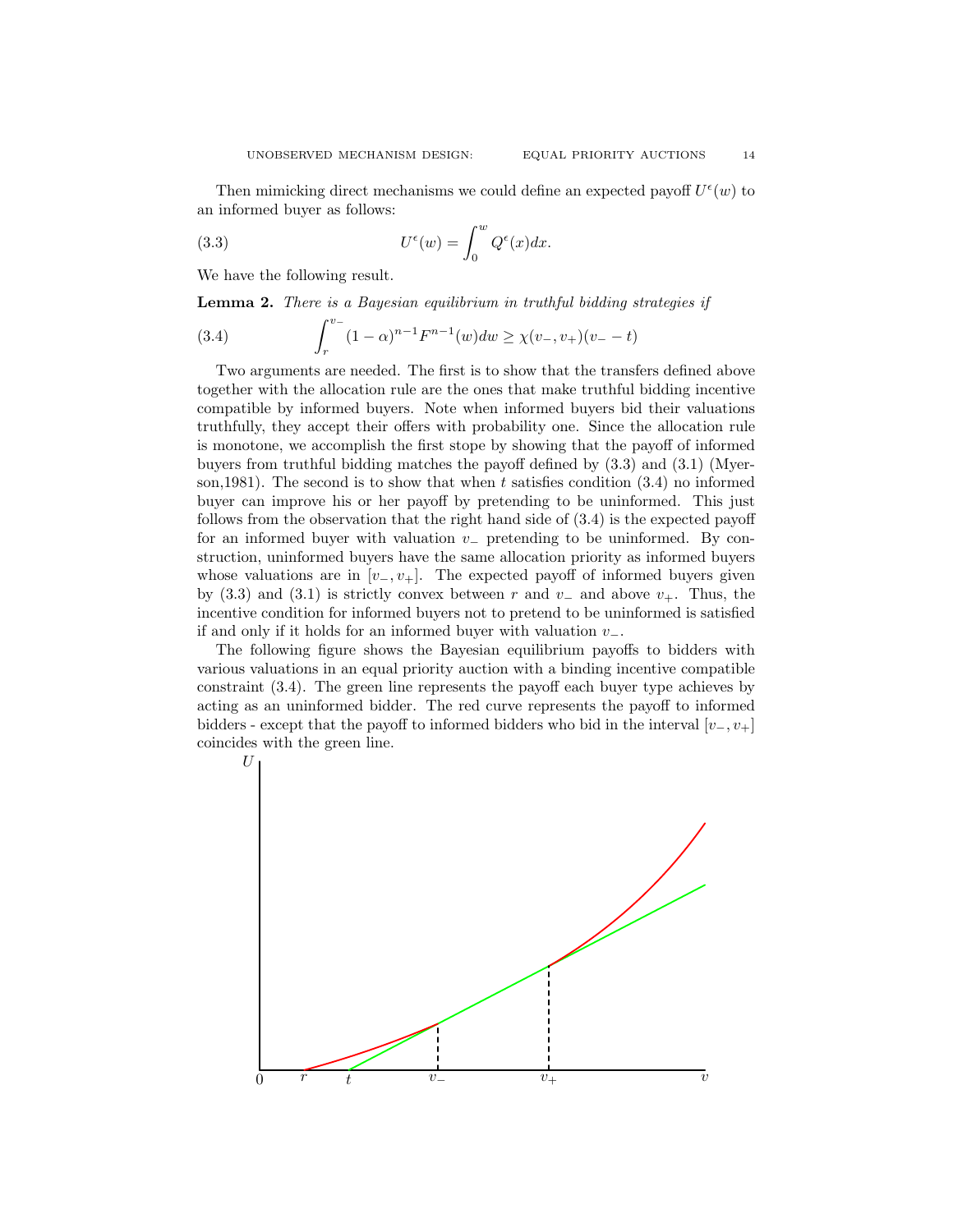Then mimicking direct mechanisms we could define an expected payoff $U^{\epsilon}(w)$ to an informed buyer as follows:

$$U^{\epsilon}(w) = \int_0^w Q^{\epsilon}(x)dx. \tag{3.3}$$

We have the following result.

**Lemma 2.** *There is a Bayesian equilibrium in truthful bidding strategies if*

$$\int_r^{v_-} (1-\alpha)^{n-1} F^{n-1}(w)dw \geq \chi(v_-, v_+)(v_- - t) \tag{3.4}$$

Two arguments are needed. The first is to show that the transfers defined above together with the allocation rule are the ones that make truthful bidding incentive compatible by informed buyers. Note when informed buyers bid their valuations truthfully, they accept their offers with probability one. Since the allocation rule is monotone, we accomplish the first stope by showing that the payoff of informed buyers from truthful bidding matches the payoff defined by (3.3) and (3.1) (Myerson,1981). The second is to show that when $t$ satisfies condition (3.4) no informed buyer can improve his or her payoff by pretending to be uninformed. This just follows from the observation that the right hand side of (3.4) is the expected payoff for an informed buyer with valuation $v_-$ pretending to be uninformed. By construction, uninformed buyers have the same allocation priority as informed buyers whose valuations are in $[v_-, v_+]$. The expected payoff of informed buyers given by (3.3) and (3.1) is strictly convex between $r$ and $v_-$ and above $v_+$. Thus, the incentive condition for informed buyers not to pretend to be uninformed is satisfied if and only if it holds for an informed buyer with valuation $v_-$.

The following figure shows the Bayesian equilibrium payoffs to bidders with various valuations in an equal priority auction with a binding incentive compatible constraint (3.4). The green line represents the payoff each buyer type achieves by acting as an uninformed bidder. The red curve represents the payoff to informed bidders - except that the payoff to informed bidders who bid in the interval $[v_-, v_+]$ coincides with the green line.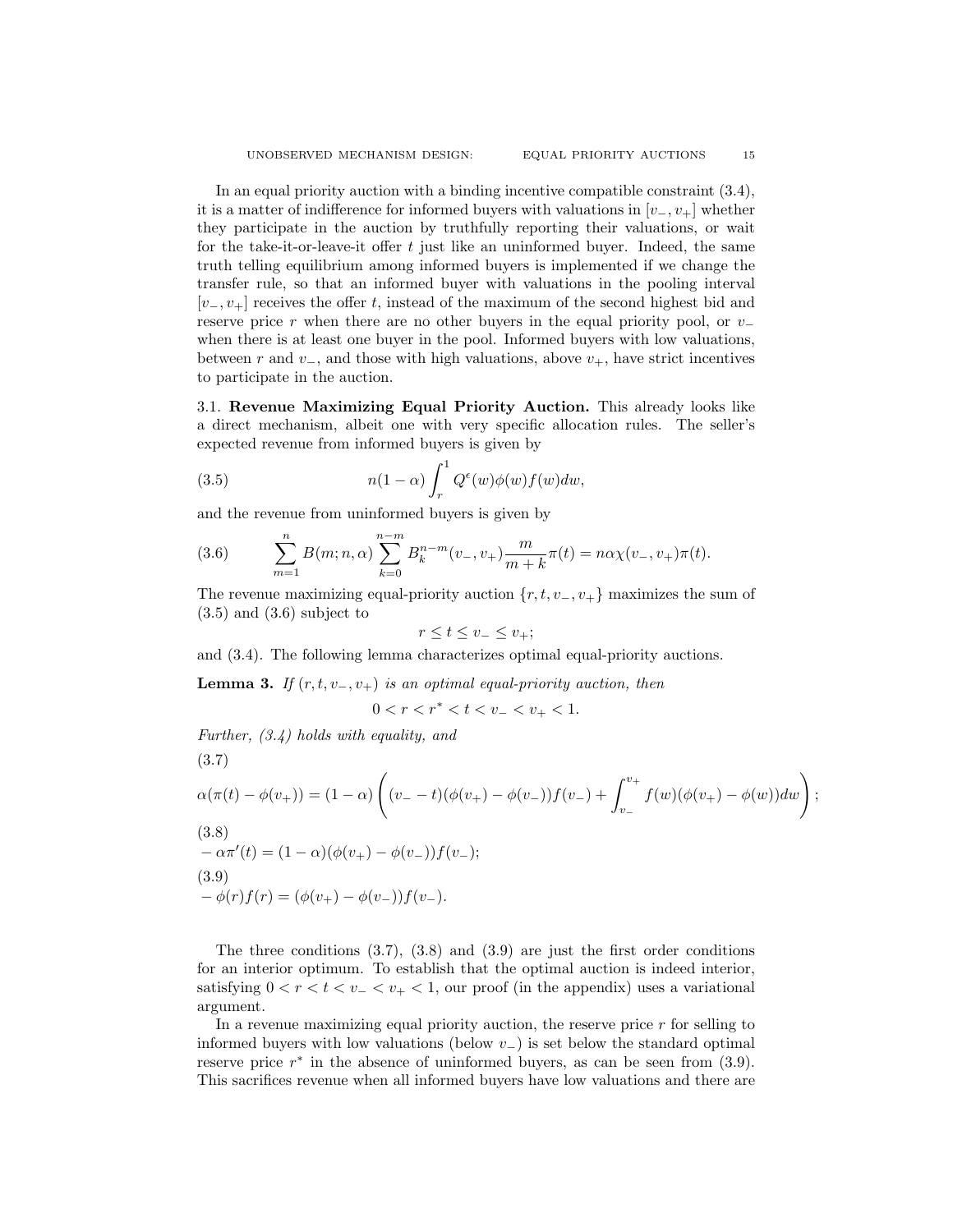In an equal priority auction with a binding incentive compatible constraint (3.4), it is a matter of indifference for informed buyers with valuations in $[v_-, v_+]$ whether they participate in the auction by truthfully reporting their valuations, or wait for the take-it-or-leave-it offer $t$ just like an uninformed buyer. Indeed, the same truth telling equilibrium among informed buyers is implemented if we change the transfer rule, so that an informed buyer with valuations in the pooling interval $[v_-, v_+]$ receives the offer $t$, instead of the maximum of the second highest bid and reserve price $r$ when there are no other buyers in the equal priority pool, or $v_-$ when there is at least one buyer in the pool. Informed buyers with low valuations, between $r$ and $v_-$, and those with high valuations, above $v_+$, have strict incentives to participate in the auction.

## 3.1. Revenue Maximizing Equal Priority Auction.

This already looks like a direct mechanism, albeit one with very specific allocation rules. The seller's expected revenue from informed buyers is given by

$$n(1-\alpha)\int_r^1 Q^{\epsilon}(w)\phi(w)f(w)dw, \tag{3.5}$$

and the revenue from uninformed buyers is given by

$$\sum_{m=1}^{n} B(m;n,\alpha)\sum_{k=0}^{n-m} B_k^{n-m}(v_-,v_+)\frac{m}{m+k}\pi(t) = n\alpha\chi(v_-,v_+)\pi(t). \tag{3.6}$$

The revenue maximizing equal-priority auction $\{r, t, v_-, v_+\}$ maximizes the sum of (3.5) and (3.6) subject to

$$r \le t \le v_- \le v_+;$$

and (3.4). The following lemma characterizes optimal equal-priority auctions.

**Lemma 3.** *If $(r, t, v_-, v_+)$ is an optimal equal-priority auction, then*

$$0 < r < r^* < t < v_- < v_+ < 1.$$

*Further, (3.4) holds with equality, and*

$$\alpha(\pi(t)-\phi(v_+)) = (1-\alpha)\left((v_- - t)(\phi(v_+)-\phi(v_-))f(v_-) + \int_{v_-}^{v_+} f(w)(\phi(v_+)-\phi(w))dw\right); \tag{3.7}$$

$$-\alpha\pi'(t) = (1-\alpha)(\phi(v_+)-\phi(v_-))f(v_-); \tag{3.8}$$

$$-\phi(r)f(r) = (\phi(v_+)-\phi(v_-))f(v_-). \tag{3.9}$$

The three conditions (3.7), (3.8) and (3.9) are just the first order conditions for an interior optimum. To establish that the optimal auction is indeed interior, satisfying $0 < r < t < v_- < v_+ < 1$, our proof (in the appendix) uses a variational argument.

In a revenue maximizing equal priority auction, the reserve price $r$ for selling to informed buyers with low valuations (below $v_-$) is set below the standard optimal reserve price $r^*$ in the absence of uninformed buyers, as can be seen from (3.9). This sacrifices revenue when all informed buyers have low valuations and there are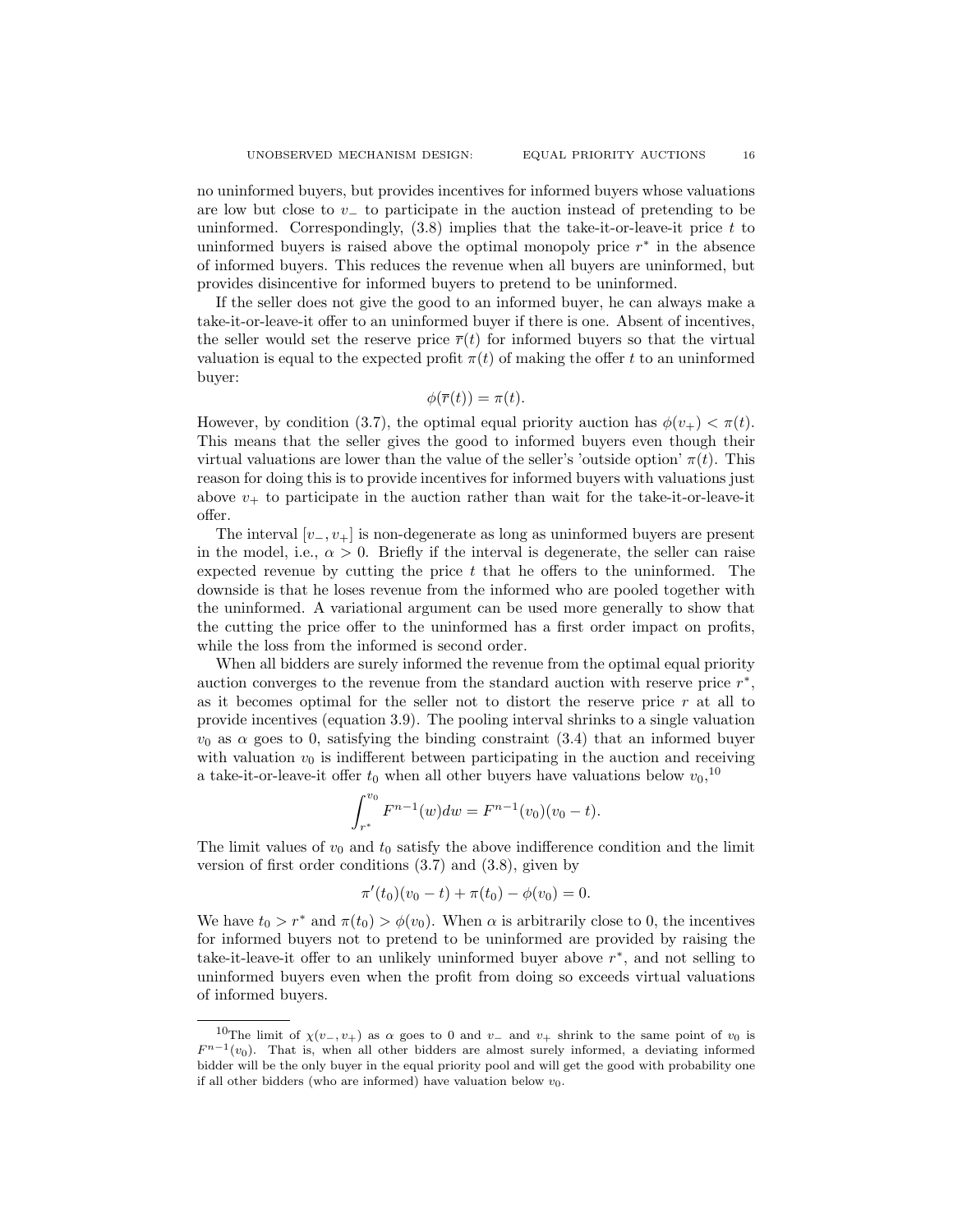no uninformed buyers, but provides incentives for informed buyers whose valuations are low but close to $v_-$ to participate in the auction instead of pretending to be uninformed. Correspondingly, (3.8) implies that the take-it-or-leave-it price $t$ to uninformed buyers is raised above the optimal monopoly price $r^*$ in the absence of informed buyers. This reduces the revenue when all buyers are uninformed, but provides disincentive for informed buyers to pretend to be uninformed.

If the seller does not give the good to an informed buyer, he can always make a take-it-or-leave-it offer to an uninformed buyer if there is one. Absent of incentives, the seller would set the reserve price $\overline{r}(t)$ for informed buyers so that the virtual valuation is equal to the expected profit $\pi(t)$ of making the offer $t$ to an uninformed buyer:

$$\phi(\overline{r}(t)) = \pi(t).$$

However, by condition (3.7), the optimal equal priority auction has $\phi(v_+) < \pi(t)$. This means that the seller gives the good to informed buyers even though their virtual valuations are lower than the value of the seller's 'outside option' $\pi(t)$. This reason for doing this is to provide incentives for informed buyers with valuations just above $v_+$ to participate in the auction rather than wait for the take-it-or-leave-it offer.

The interval $[v_-, v_+]$ is non-degenerate as long as uninformed buyers are present in the model, i.e., $\alpha > 0$. Briefly if the interval is degenerate, the seller can raise expected revenue by cutting the price $t$ that he offers to the uninformed. The downside is that he loses revenue from the informed who are pooled together with the uninformed. A variational argument can be used more generally to show that the cutting the price offer to the uninformed has a first order impact on profits, while the loss from the informed is second order.

When all bidders are surely informed the revenue from the optimal equal priority auction converges to the revenue from the standard auction with reserve price $r^*$, as it becomes optimal for the seller not to distort the reserve price $r$ at all to provide incentives (equation 3.9). The pooling interval shrinks to a single valuation $v_0$ as $\alpha$ goes to 0, satisfying the binding constraint (3.4) that an informed buyer with valuation $v_0$ is indifferent between participating in the auction and receiving a take-it-or-leave-it offer $t_0$ when all other buyers have valuations below $v_0$,[10]

$$\int_{r^*}^{v_0} F^{n-1}(w)dw = F^{n-1}(v_0)(v_0 - t).$$

The limit values of $v_0$ and $t_0$ satisfy the above indifference condition and the limit version of first order conditions (3.7) and (3.8), given by

$$\pi'(t_0)(v_0 - t) + \pi(t_0) - \phi(v_0) = 0.$$

We have $t_0 > r^*$ and $\pi(t_0) > \phi(v_0)$. When $\alpha$ is arbitrarily close to 0, the incentives for informed buyers not to pretend to be uninformed are provided by raising the take-it-leave-it offer to an unlikely uninformed buyer above $r^*$, and not selling to uninformed buyers even when the profit from doing so exceeds virtual valuations of informed buyers.

---

[10]The limit of $\chi(v_-, v_+)$ as $\alpha$ goes to 0 and $v_-$ and $v_+$ shrink to the same point of $v_0$ is $F^{n-1}(v_0)$. That is, when all other bidders are almost surely informed, a deviating informed bidder will be the only buyer in the equal priority pool and will get the good with probability one if all other bidders (who are informed) have valuation below $v_0$.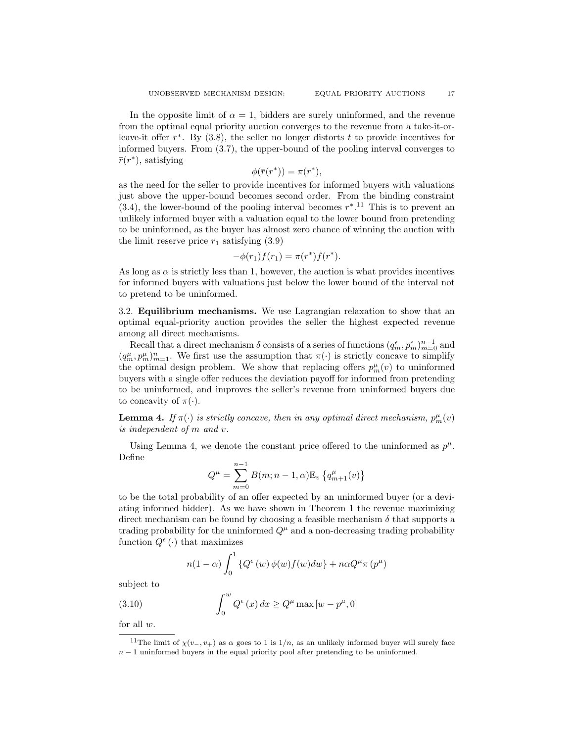In the opposite limit of $\alpha = 1$, bidders are surely uninformed, and the revenue from the optimal equal priority auction converges to the revenue from a take-it-or-leave-it offer $r^*$. By (3.8), the seller no longer distorts $t$ to provide incentives for informed buyers. From (3.7), the upper-bound of the pooling interval converges to $\overline{r}(r^*)$, satisfying

$$\phi(\overline{r}(r^*)) = \pi(r^*),$$

as the need for the seller to provide incentives for informed buyers with valuations just above the upper-bound becomes second order. From the binding constraint (3.4), the lower-bound of the pooling interval becomes $r^*$.[11] This is to prevent an unlikely informed buyer with a valuation equal to the lower bound from pretending to be uninformed, as the buyer has almost zero chance of winning the auction with the limit reserve price $r_1$ satisfying (3.9)

$$-\phi(r_1)f(r_1) = \pi(r^*)f(r^*).$$

As long as $\alpha$ is strictly less than 1, however, the auction is what provides incentives for informed buyers with valuations just below the lower bound of the interval not to pretend to be uninformed.

3.2. **Equilibrium mechanisms.** We use Lagrangian relaxation to show that an optimal equal-priority auction provides the seller the highest expected revenue among all direct mechanisms.

Recall that a direct mechanism $\delta$ consists of a series of functions $(q^\epsilon_m, p^\epsilon_m)_{m=0}^{n-1}$ and $(q^\mu_m, p^\mu_m)_{m=1}^{n}$. We first use the assumption that $\pi(\cdot)$ is strictly concave to simplify the optimal design problem. We show that replacing offers $p^\mu_m(v)$ to uninformed buyers with a single offer reduces the deviation payoff for informed from pretending to be uninformed, and improves the seller's revenue from uninformed buyers due to concavity of $\pi(\cdot)$.

**Lemma 4.** *If $\pi(\cdot)$ is strictly concave, then in any optimal direct mechanism, $p^\mu_m(v)$ is independent of $m$ and $v$.*

Using Lemma 4, we denote the constant price offered to the uninformed as $p^\mu$. Define

$$Q^\mu = \sum_{m=0}^{n-1} B(m; n-1, \alpha)\mathbb{E}_v\left\{q^\mu_{m+1}(v)\right\}$$

to be the total probability of an offer expected by an uninformed buyer (or a deviating informed bidder). As we have shown in Theorem 1 the revenue maximizing direct mechanism can be found by choosing a feasible mechanism $\delta$ that supports a trading probability for the uninformed $Q^\mu$ and a non-decreasing trading probability function $Q^\epsilon(\cdot)$ that maximizes

$$n(1-\alpha)\int_0^1 \left\{Q^\epsilon(w)\phi(w)f(w)dw\right\} + n\alpha Q^\mu \pi(p^\mu)$$

subject to

$$\int_0^w Q^\epsilon(x)\,dx \geq Q^\mu \max\left[w - p^\mu, 0\right] \tag{3.10}$$

for all $w$.

[11] The limit of $\chi(v_-, v_+)$ as $\alpha$ goes to 1 is $1/n$, as an unlikely informed buyer will surely face $n-1$ uninformed buyers in the equal priority pool after pretending to be uninformed.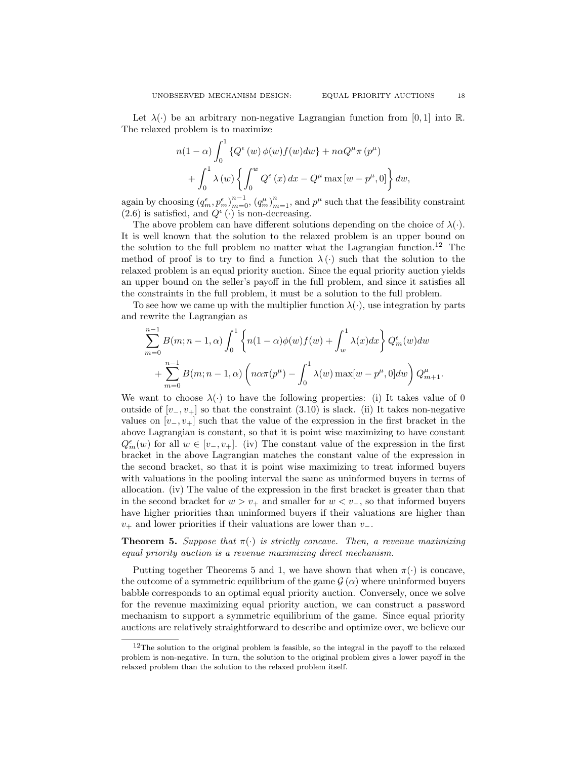Let $\lambda(\cdot)$ be an arbitrary non-negative Lagrangian function from $[0,1]$ into $\mathbb{R}$. The relaxed problem is to maximize

$$
\begin{aligned}
& n(1-\alpha) \int_0^1 \left\{ Q^\epsilon(w)\, \phi(w) f(w) dw \right\} + n\alpha Q^\mu \pi(p^\mu) \\
& \quad + \int_0^1 \lambda(w) \left\{ \int_0^w Q^\epsilon(x)\, dx - Q^\mu \max[w - p^\mu, 0] \right\} dw,
\end{aligned}
$$

again by choosing $(q_m^\epsilon, p_m^\epsilon)_{m=0}^{n-1}$, $(q_m^\mu)_{m=1}^{n}$, and $p^\mu$ such that the feasibility constraint (2.6) is satisfied, and $Q^\epsilon(\cdot)$ is non-decreasing.

The above problem can have different solutions depending on the choice of $\lambda(\cdot)$. It is well known that the solution to the relaxed problem is an upper bound on the solution to the full problem no matter what the Lagrangian function.[12] The method of proof is to try to find a function $\lambda(\cdot)$ such that the solution to the relaxed problem is an equal priority auction. Since the equal priority auction yields an upper bound on the seller's payoff in the full problem, and since it satisfies all the constraints in the full problem, it must be a solution to the full problem.

To see how we came up with the multiplier function $\lambda(\cdot)$, use integration by parts and rewrite the Lagrangian as

$$
\begin{aligned}
& \sum_{m=0}^{n-1} B(m; n-1, \alpha) \int_0^1 \left\{ n(1-\alpha)\phi(w) f(w) + \int_w^1 \lambda(x) dx \right\} Q_m^\epsilon(w) dw \\
& \quad + \sum_{m=0}^{n-1} B(m; n-1, \alpha) \left( n\alpha\pi(p^\mu) - \int_0^1 \lambda(w) \max[w - p^\mu, 0] dw \right) Q_{m+1}^\mu.
\end{aligned}
$$

We want to choose $\lambda(\cdot)$ to have the following properties: (i) It takes value of 0 outside of $[v_-, v_+]$ so that the constraint (3.10) is slack. (ii) It takes non-negative values on $[v_-, v_+]$ such that the value of the expression in the first bracket in the above Lagrangian is constant, so that it is point wise maximizing to have constant $Q_m^\epsilon(w)$ for all $w \in [v_-, v_+]$. (iv) The constant value of the expression in the first bracket in the above Lagrangian matches the constant value of the expression in the second bracket, so that it is point wise maximizing to treat informed buyers with valuations in the pooling interval the same as uninformed buyers in terms of allocation. (iv) The value of the expression in the first bracket is greater than that in the second bracket for $w > v_+$ and smaller for $w < v_-$, so that informed buyers have higher priorities than uninformed buyers if their valuations are higher than $v_+$ and lower priorities if their valuations are lower than $v_-$.

**Theorem 5.** *Suppose that $\pi(\cdot)$ is strictly concave. Then, a revenue maximizing equal priority auction is a revenue maximizing direct mechanism.*

Putting together Theorems 5 and 1, we have shown that when $\pi(\cdot)$ is concave, the outcome of a symmetric equilibrium of the game $\mathcal{G}(\alpha)$ where uninformed buyers babble corresponds to an optimal equal priority auction. Conversely, once we solve for the revenue maximizing equal priority auction, we can construct a password mechanism to support a symmetric equilibrium of the game. Since equal priority auctions are relatively straightforward to describe and optimize over, we believe our

[12] The solution to the original problem is feasible, so the integral in the payoff to the relaxed problem is non-negative. In turn, the solution to the original problem gives a lower payoff in the relaxed problem than the solution to the relaxed problem itself.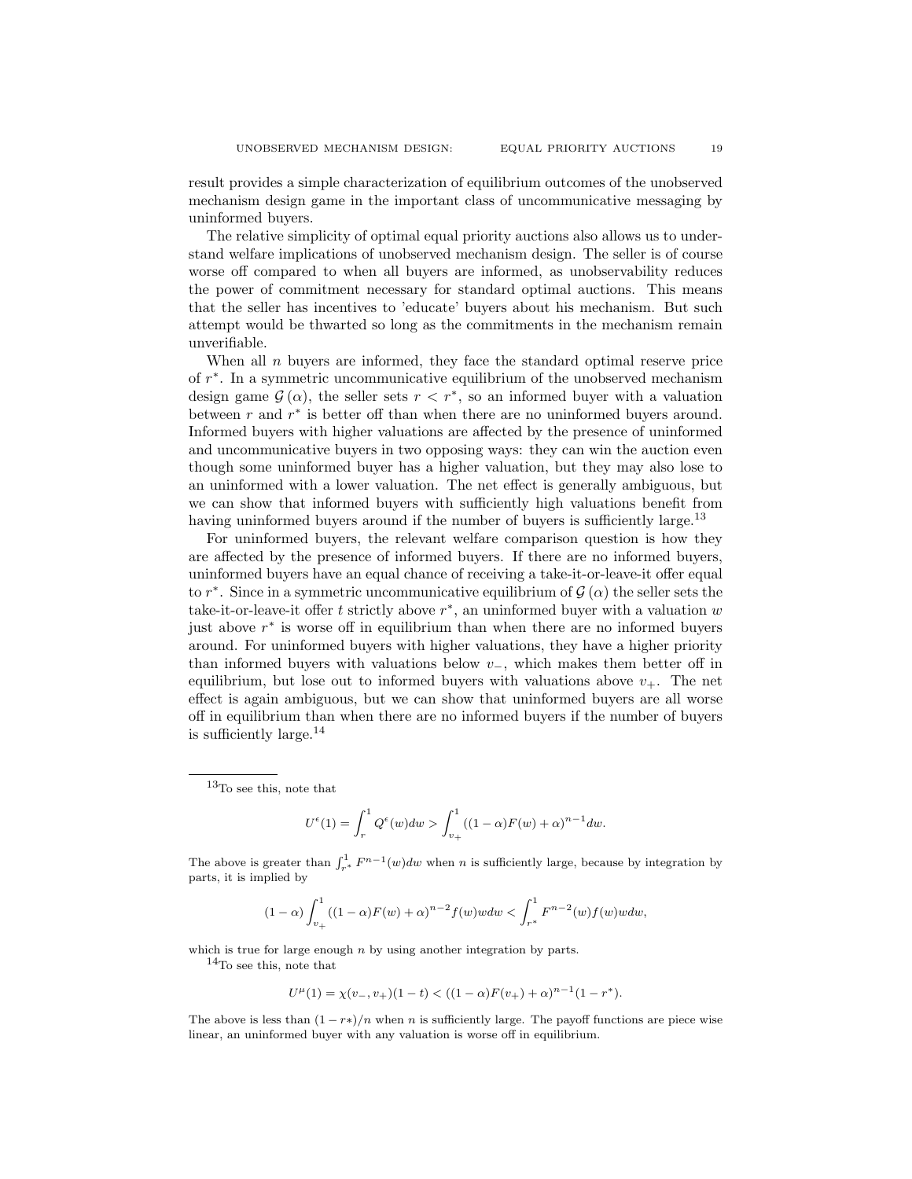result provides a simple characterization of equilibrium outcomes of the unobserved mechanism design game in the important class of uncommunicative messaging by uninformed buyers.

The relative simplicity of optimal equal priority auctions also allows us to understand welfare implications of unobserved mechanism design. The seller is of course worse off compared to when all buyers are informed, as unobservability reduces the power of commitment necessary for standard optimal auctions. This means that the seller has incentives to 'educate' buyers about his mechanism. But such attempt would be thwarted so long as the commitments in the mechanism remain unverifiable.

When all $n$ buyers are informed, they face the standard optimal reserve price of $r^*$. In a symmetric uncommunicative equilibrium of the unobserved mechanism design game $\mathcal{G}(\alpha)$, the seller sets $r < r^*$, so an informed buyer with a valuation between $r$ and $r^*$ is better off than when there are no uninformed buyers around. Informed buyers with higher valuations are affected by the presence of uninformed and uncommunicative buyers in two opposing ways: they can win the auction even though some uninformed buyer has a higher valuation, but they may also lose to an uninformed with a lower valuation. The net effect is generally ambiguous, but we can show that informed buyers with sufficiently high valuations benefit from having uninformed buyers around if the number of buyers is sufficiently large.[13]

For uninformed buyers, the relevant welfare comparison question is how they are affected by the presence of informed buyers. If there are no informed buyers, uninformed buyers have an equal chance of receiving a take-it-or-leave-it offer equal to $r^*$. Since in a symmetric uncommunicative equilibrium of $\mathcal{G}(\alpha)$ the seller sets the take-it-or-leave-it offer $t$ strictly above $r^*$, an uninformed buyer with a valuation $w$ just above $r^*$ is worse off in equilibrium than when there are no informed buyers around. For uninformed buyers with higher valuations, they have a higher priority than informed buyers with valuations below $v_-$, which makes them better off in equilibrium, but lose out to informed buyers with valuations above $v_+$. The net effect is again ambiguous, but we can show that uninformed buyers are all worse off in equilibrium than when there are no informed buyers if the number of buyers is sufficiently large.[14]

---

[13]To see this, note that

$$U^{\epsilon}(1) = \int_{r}^{1} Q^{\epsilon}(w)dw > \int_{v_+}^{1} ((1-\alpha)F(w)+\alpha)^{n-1}dw.$$

The above is greater than $\int_{r^*}^{1} F^{n-1}(w)dw$ when $n$ is sufficiently large, because by integration by parts, it is implied by

$$(1-\alpha)\int_{v_+}^{1} ((1-\alpha)F(w)+\alpha)^{n-2} f(w)wdw < \int_{r^*}^{1} F^{n-2}(w)f(w)wdw,$$

which is true for large enough $n$ by using another integration by parts.

[14]To see this, note that

$$U^{\mu}(1) = \chi(v_-, v_+)(1-t) < ((1-\alpha)F(v_+)+\alpha)^{n-1}(1-r^*).$$

The above is less than $(1-r*)/n$ when $n$ is sufficiently large. The payoff functions are piece wise linear, an uninformed buyer with any valuation is worse off in equilibrium.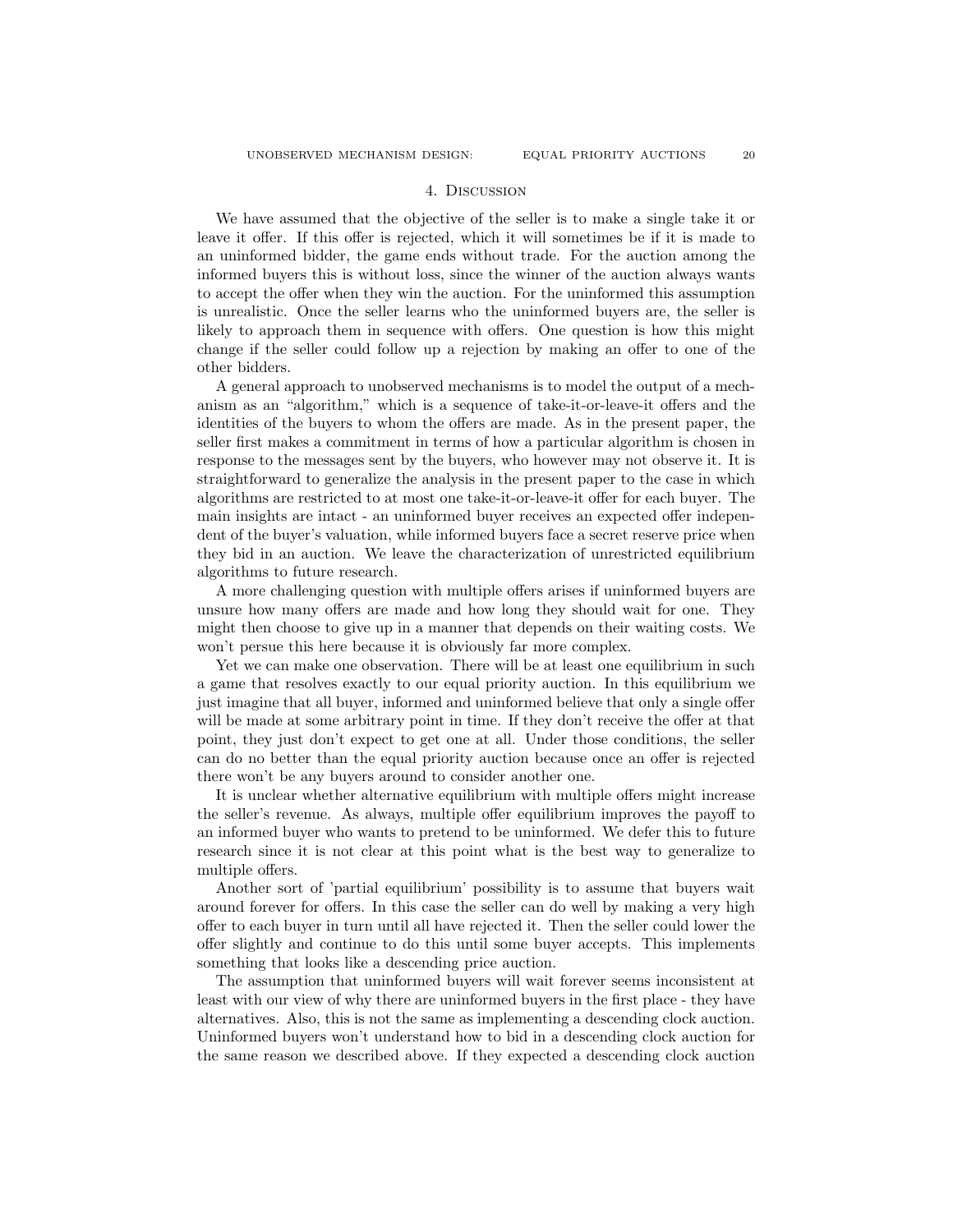# 4. Discussion

We have assumed that the objective of the seller is to make a single take it or leave it offer. If this offer is rejected, which it will sometimes be if it is made to an uninformed bidder, the game ends without trade. For the auction among the informed buyers this is without loss, since the winner of the auction always wants to accept the offer when they win the auction. For the uninformed this assumption is unrealistic. Once the seller learns who the uninformed buyers are, the seller is likely to approach them in sequence with offers. One question is how this might change if the seller could follow up a rejection by making an offer to one of the other bidders.

A general approach to unobserved mechanisms is to model the output of a mechanism as an "algorithm," which is a sequence of take-it-or-leave-it offers and the identities of the buyers to whom the offers are made. As in the present paper, the seller first makes a commitment in terms of how a particular algorithm is chosen in response to the messages sent by the buyers, who however may not observe it. It is straightforward to generalize the analysis in the present paper to the case in which algorithms are restricted to at most one take-it-or-leave-it offer for each buyer. The main insights are intact - an uninformed buyer receives an expected offer independent of the buyer's valuation, while informed buyers face a secret reserve price when they bid in an auction. We leave the characterization of unrestricted equilibrium algorithms to future research.

A more challenging question with multiple offers arises if uninformed buyers are unsure how many offers are made and how long they should wait for one. They might then choose to give up in a manner that depends on their waiting costs. We won't persue this here because it is obviously far more complex.

Yet we can make one observation. There will be at least one equilibrium in such a game that resolves exactly to our equal priority auction. In this equilibrium we just imagine that all buyer, informed and uninformed believe that only a single offer will be made at some arbitrary point in time. If they don't receive the offer at that point, they just don't expect to get one at all. Under those conditions, the seller can do no better than the equal priority auction because once an offer is rejected there won't be any buyers around to consider another one.

It is unclear whether alternative equilibrium with multiple offers might increase the seller's revenue. As always, multiple offer equilibrium improves the payoff to an informed buyer who wants to pretend to be uninformed. We defer this to future research since it is not clear at this point what is the best way to generalize to multiple offers.

Another sort of 'partial equilibrium' possibility is to assume that buyers wait around forever for offers. In this case the seller can do well by making a very high offer to each buyer in turn until all have rejected it. Then the seller could lower the offer slightly and continue to do this until some buyer accepts. This implements something that looks like a descending price auction.

The assumption that uninformed buyers will wait forever seems inconsistent at least with our view of why there are uninformed buyers in the first place - they have alternatives. Also, this is not the same as implementing a descending clock auction. Uninformed buyers won't understand how to bid in a descending clock auction for the same reason we described above. If they expected a descending clock auction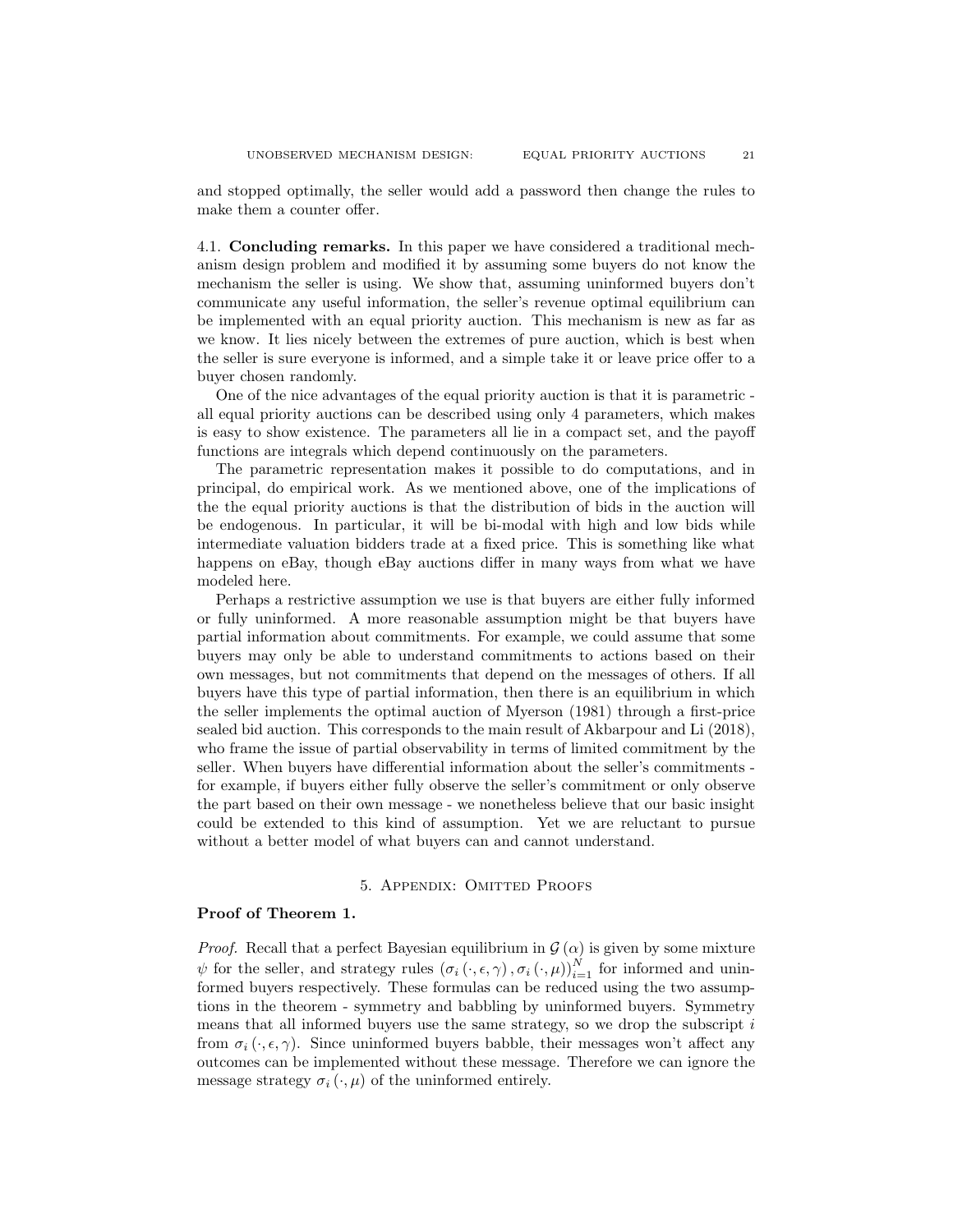and stopped optimally, the seller would add a password then change the rules to make them a counter offer.

### 4.1. Concluding remarks.

In this paper we have considered a traditional mechanism design problem and modified it by assuming some buyers do not know the mechanism the seller is using. We show that, assuming uninformed buyers don't communicate any useful information, the seller's revenue optimal equilibrium can be implemented with an equal priority auction. This mechanism is new as far as we know. It lies nicely between the extremes of pure auction, which is best when the seller is sure everyone is informed, and a simple take it or leave price offer to a buyer chosen randomly.

One of the nice advantages of the equal priority auction is that it is parametric - all equal priority auctions can be described using only 4 parameters, which makes is easy to show existence. The parameters all lie in a compact set, and the payoff functions are integrals which depend continuously on the parameters.

The parametric representation makes it possible to do computations, and in principal, do empirical work. As we mentioned above, one of the implications of the the equal priority auctions is that the distribution of bids in the auction will be endogenous. In particular, it will be bi-modal with high and low bids while intermediate valuation bidders trade at a fixed price. This is something like what happens on eBay, though eBay auctions differ in many ways from what we have modeled here.

Perhaps a restrictive assumption we use is that buyers are either fully informed or fully uninformed. A more reasonable assumption might be that buyers have partial information about commitments. For example, we could assume that some buyers may only be able to understand commitments to actions based on their own messages, but not commitments that depend on the messages of others. If all buyers have this type of partial information, then there is an equilibrium in which the seller implements the optimal auction of Myerson (1981) through a first-price sealed bid auction. This corresponds to the main result of Akbarpour and Li (2018), who frame the issue of partial observability in terms of limited commitment by the seller. When buyers have differential information about the seller's commitments - for example, if buyers either fully observe the seller's commitment or only observe the part based on their own message - we nonetheless believe that our basic insight could be extended to this kind of assumption. Yet we are reluctant to pursue without a better model of what buyers can and cannot understand.

## 5. Appendix: Omitted Proofs

**Proof of Theorem 1.**

*Proof.* Recall that a perfect Bayesian equilibrium in $\mathcal{G}(\alpha)$ is given by some mixture $\psi$ for the seller, and strategy rules $(\sigma_i(\cdot,\epsilon,\gamma), \sigma_i(\cdot,\mu))_{i=1}^N$ for informed and uninformed buyers respectively. These formulas can be reduced using the two assumptions in the theorem - symmetry and babbling by uninformed buyers. Symmetry means that all informed buyers use the same strategy, so we drop the subscript $i$ from $\sigma_i(\cdot,\epsilon,\gamma)$. Since uninformed buyers babble, their messages won't affect any outcomes can be implemented without these message. Therefore we can ignore the message strategy $\sigma_i(\cdot,\mu)$ of the uninformed entirely.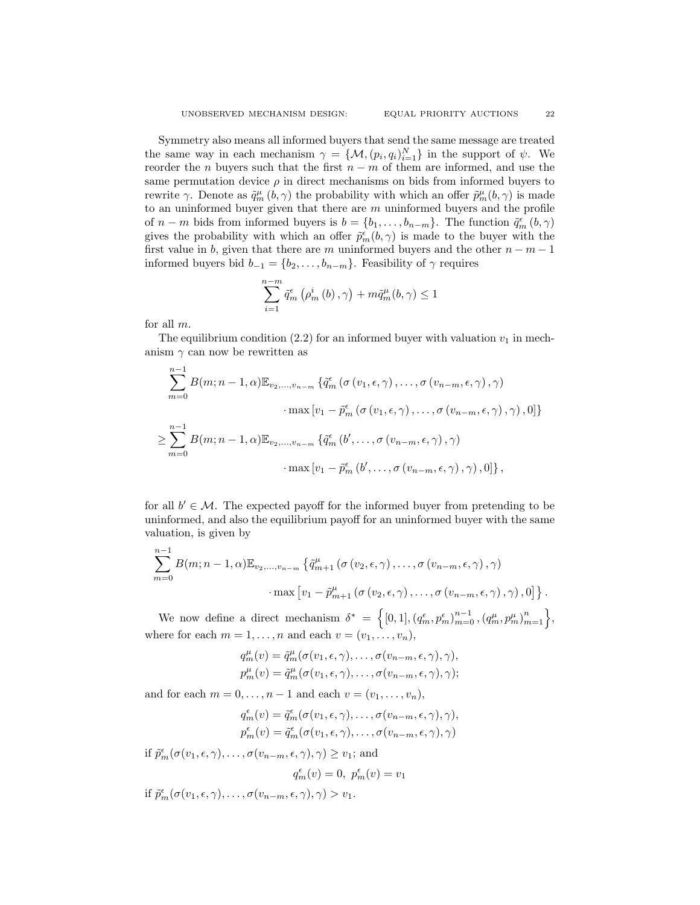Symmetry also means all informed buyers that send the same message are treated the same way in each mechanism $\gamma = \{\mathcal{M}, (p_i, q_i)_{i=1}^N\}$ in the support of $\psi$. We reorder the $n$ buyers such that the first $n-m$ of them are informed, and use the same permutation device $\rho$ in direct mechanisms on bids from informed buyers to rewrite $\gamma$. Denote as $\tilde{q}_m^\mu(b, \gamma)$ the probability with which an offer $\tilde{p}_m^\mu(b, \gamma)$ is made to an uninformed buyer given that there are $m$ uninformed buyers and the profile of $n-m$ bids from informed buyers is $b = \{b_1, \ldots, b_{n-m}\}$. The function $\tilde{q}_m^\epsilon(b, \gamma)$ gives the probability with which an offer $\tilde{p}_m^\epsilon(b, \gamma)$ is made to the buyer with the first value in $b$, given that there are $m$ uninformed buyers and the other $n-m-1$ informed buyers bid $b_{-1} = \{b_2, \ldots, b_{n-m}\}$. Feasibility of $\gamma$ requires

$$\sum_{i=1}^{n-m} \tilde{q}_m^\epsilon\left(\rho_m^i(b), \gamma\right) + m\tilde{q}_m^\mu(b, \gamma) \leq 1$$

for all $m$.

The equilibrium condition (2.2) for an informed buyer with valuation $v_1$ in mechanism $\gamma$ can now be rewritten as

$$\begin{aligned}
&\sum_{m=0}^{n-1} B(m; n-1, \alpha) \mathbb{E}_{v_2, \ldots, v_{n-m}} \left\{\tilde{q}_m^\epsilon\left(\sigma(v_1, \epsilon, \gamma), \ldots, \sigma(v_{n-m}, \epsilon, \gamma), \gamma\right)\right. \\
&\qquad\qquad \left.\cdot \max\left[v_1 - \tilde{p}_m^\epsilon\left(\sigma(v_1, \epsilon, \gamma), \ldots, \sigma(v_{n-m}, \epsilon, \gamma), \gamma\right), 0\right]\right\} \\
\geq &\sum_{m=0}^{n-1} B(m; n-1, \alpha) \mathbb{E}_{v_2, \ldots, v_{n-m}} \left\{\tilde{q}_m^\epsilon\left(b', \ldots, \sigma(v_{n-m}, \epsilon, \gamma), \gamma\right)\right. \\
&\qquad\qquad \left.\cdot \max\left[v_1 - \tilde{p}_m^\epsilon\left(b', \ldots, \sigma(v_{n-m}, \epsilon, \gamma), \gamma\right), 0\right]\right\},
\end{aligned}$$

for all $b' \in \mathcal{M}$. The expected payoff for the informed buyer from pretending to be uninformed, and also the equilibrium payoff for an uninformed buyer with the same valuation, is given by

$$\begin{aligned}
&\sum_{m=0}^{n-1} B(m; n-1, \alpha) \mathbb{E}_{v_2, \ldots, v_{n-m}} \left\{\tilde{q}_{m+1}^\mu\left(\sigma(v_2, \epsilon, \gamma), \ldots, \sigma(v_{n-m}, \epsilon, \gamma), \gamma\right)\right. \\
&\qquad\qquad \left.\cdot \max\left[v_1 - \tilde{p}_{m+1}^\mu\left(\sigma(v_2, \epsilon, \gamma), \ldots, \sigma(v_{n-m}, \epsilon, \gamma), \gamma\right), 0\right]\right\}.
\end{aligned}$$

We now define a direct mechanism $\delta^* = \left\{[0,1], (q_m^\epsilon, p_m^\epsilon)_{m=0}^{n-1}, (q_m^\mu, p_m^\mu)_{m=1}^n\right\}$, where for each $m = 1, \ldots, n$ and each $v = (v_1, \ldots, v_n)$,

$$\begin{aligned}
q_m^\mu(v) &= \tilde{q}_m^\mu(\sigma(v_1, \epsilon, \gamma), \ldots, \sigma(v_{n-m}, \epsilon, \gamma), \gamma), \\
p_m^\mu(v) &= \tilde{q}_m^\mu(\sigma(v_1, \epsilon, \gamma), \ldots, \sigma(v_{n-m}, \epsilon, \gamma), \gamma);
\end{aligned}$$

and for each $m = 0, \ldots, n-1$ and each $v = (v_1, \ldots, v_n)$,

$$\begin{aligned}
q_m^\epsilon(v) &= \tilde{q}_m^\epsilon(\sigma(v_1, \epsilon, \gamma), \ldots, \sigma(v_{n-m}, \epsilon, \gamma), \gamma), \\
p_m^\epsilon(v) &= \tilde{q}_m^\epsilon(\sigma(v_1, \epsilon, \gamma), \ldots, \sigma(v_{n-m}, \epsilon, \gamma), \gamma)
\end{aligned}$$

if $\tilde{p}_m^\epsilon(\sigma(v_1, \epsilon, \gamma), \ldots, \sigma(v_{n-m}, \epsilon, \gamma), \gamma) \geq v_1$; and

$$q_m^\epsilon(v) = 0, \; p_m^\epsilon(v) = v_1$$

if $\tilde{p}_m^\epsilon(\sigma(v_1, \epsilon, \gamma), \ldots, \sigma(v_{n-m}, \epsilon, \gamma), \gamma) > v_1$.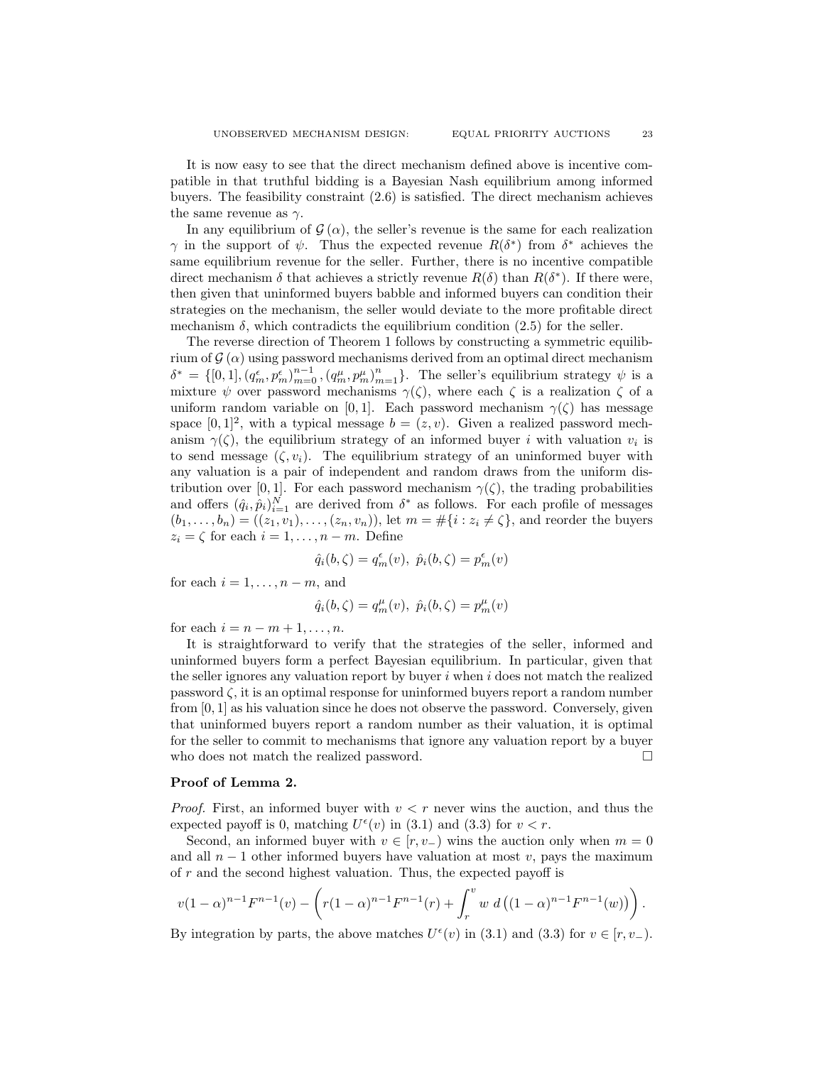It is now easy to see that the direct mechanism defined above is incentive compatible in that truthful bidding is a Bayesian Nash equilibrium among informed buyers. The feasibility constraint (2.6) is satisfied. The direct mechanism achieves the same revenue as $\gamma$.

In any equilibrium of $\mathcal{G}(\alpha)$, the seller's revenue is the same for each realization $\gamma$ in the support of $\psi$. Thus the expected revenue $R(\delta^*)$ from $\delta^*$ achieves the same equilibrium revenue for the seller. Further, there is no incentive compatible direct mechanism $\delta$ that achieves a strictly revenue $R(\delta)$ than $R(\delta^*)$. If there were, then given that uninformed buyers babble and informed buyers can condition their strategies on the mechanism, the seller would deviate to the more profitable direct mechanism $\delta$, which contradicts the equilibrium condition (2.5) for the seller.

The reverse direction of Theorem 1 follows by constructing a symmetric equilibrium of $\mathcal{G}(\alpha)$ using password mechanisms derived from an optimal direct mechanism $\delta^* = \{[0,1], (q_m^\epsilon, p_m^\epsilon)_{m=0}^{n-1}, (q_m^\mu, p_m^\mu)_{m=1}^{n}\}$. The seller's equilibrium strategy $\psi$ is a mixture $\psi$ over password mechanisms $\gamma(\zeta)$, where each $\zeta$ is a realization $\zeta$ of a uniform random variable on $[0,1]$. Each password mechanism $\gamma(\zeta)$ has message space $[0,1]^2$, with a typical message $b = (z, v)$. Given a realized password mechanism $\gamma(\zeta)$, the equilibrium strategy of an informed buyer $i$ with valuation $v_i$ is to send message $(\zeta, v_i)$. The equilibrium strategy of an uninformed buyer with any valuation is a pair of independent and random draws from the uniform distribution over $[0,1]$. For each password mechanism $\gamma(\zeta)$, the trading probabilities and offers $(\hat{q}_i, \hat{p}_i)_{i=1}^N$ are derived from $\delta^*$ as follows. For each profile of messages $(b_1, \ldots, b_n) = ((z_1, v_1), \ldots, (z_n, v_n))$, let $m = \#\{i : z_i \neq \zeta\}$, and reorder the buyers $z_i = \zeta$ for each $i = 1, \ldots, n-m$. Define

$$\hat{q}_i(b, \zeta) = q_m^\epsilon(v), \ \hat{p}_i(b, \zeta) = p_m^\epsilon(v)$$

for each $i = 1, \ldots, n-m$, and

$$\hat{q}_i(b, \zeta) = q_m^\mu(v), \ \hat{p}_i(b, \zeta) = p_m^\mu(v)$$

for each $i = n-m+1, \ldots, n$.

It is straightforward to verify that the strategies of the seller, informed and uninformed buyers form a perfect Bayesian equilibrium. In particular, given that the seller ignores any valuation report by buyer $i$ when $i$ does not match the realized password $\zeta$, it is an optimal response for uninformed buyers report a random number from $[0,1]$ as his valuation since he does not observe the password. Conversely, given that uninformed buyers report a random number as their valuation, it is optimal for the seller to commit to mechanisms that ignore any valuation report by a buyer who does not match the realized password. $\square$

**Proof of Lemma 2.**

*Proof.* First, an informed buyer with $v < r$ never wins the auction, and thus the expected payoff is 0, matching $U^\epsilon(v)$ in (3.1) and (3.3) for $v < r$.

Second, an informed buyer with $v \in [r, v_-)$ wins the auction only when $m = 0$ and all $n-1$ other informed buyers have valuation at most $v$, pays the maximum of $r$ and the second highest valuation. Thus, the expected payoff is

$$v(1-\alpha)^{n-1}F^{n-1}(v) - \left( r(1-\alpha)^{n-1}F^{n-1}(r) + \int_r^v w \ d\left((1-\alpha)^{n-1}F^{n-1}(w)\right) \right).$$

By integration by parts, the above matches $U^\epsilon(v)$ in (3.1) and (3.3) for $v \in [r, v_-)$.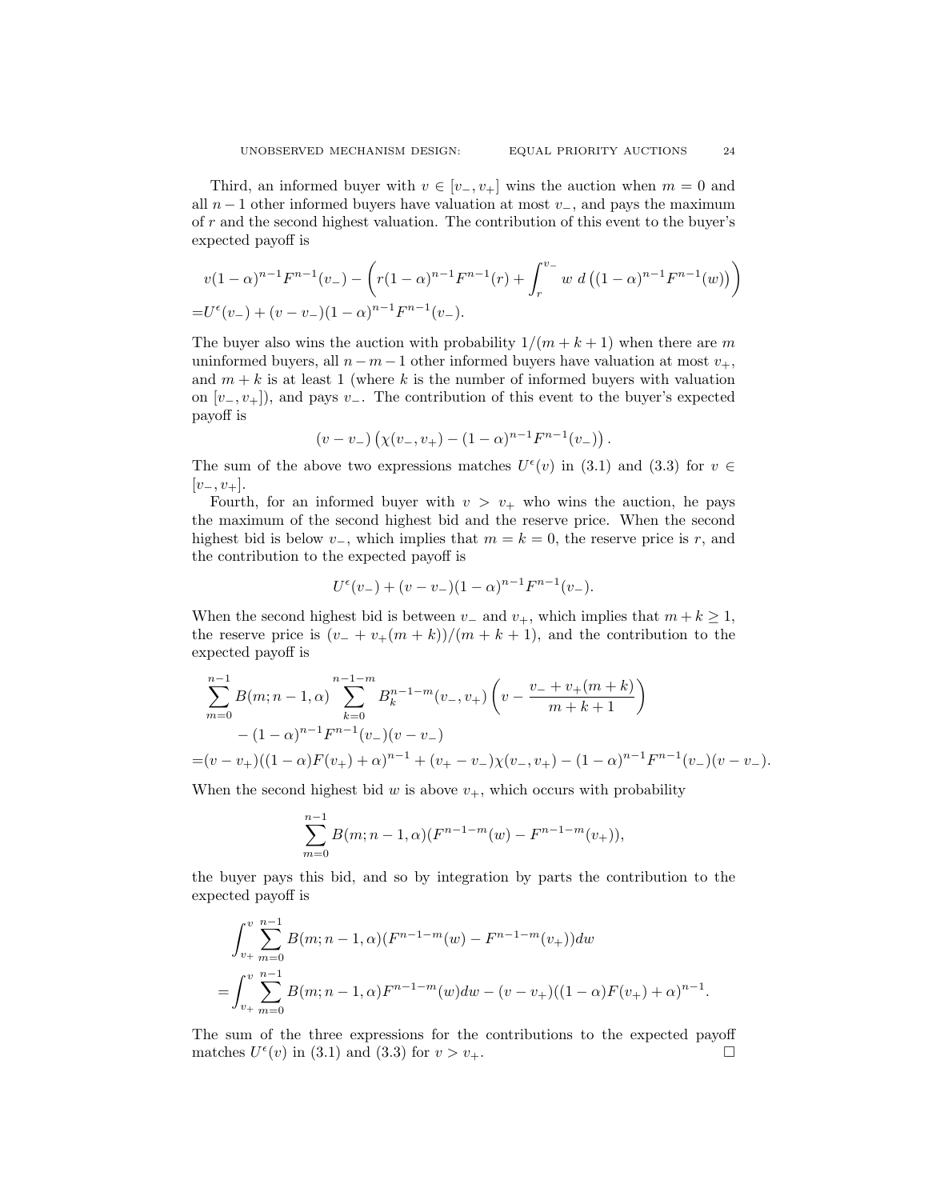Third, an informed buyer with $v \in [v_-, v_+]$ wins the auction when $m = 0$ and all $n-1$ other informed buyers have valuation at most $v_-$, and pays the maximum of $r$ and the second highest valuation. The contribution of this event to the buyer's expected payoff is

$$
\begin{aligned}
&v(1-\alpha)^{n-1}F^{n-1}(v_-) - \left( r(1-\alpha)^{n-1}F^{n-1}(r) + \int_r^{v_-} w \; d\left((1-\alpha)^{n-1}F^{n-1}(w)\right) \right) \\
=&U^\epsilon(v_-) + (v - v_-)(1-\alpha)^{n-1}F^{n-1}(v_-).
\end{aligned}
$$

The buyer also wins the auction with probability $1/(m+k+1)$ when there are $m$ uninformed buyers, all $n-m-1$ other informed buyers have valuation at most $v_+$, and $m+k$ is at least 1 (where $k$ is the number of informed buyers with valuation on $[v_-, v_+]$), and pays $v_-$. The contribution of this event to the buyer's expected payoff is

$$
(v - v_-)\left(\chi(v_-, v_+) - (1-\alpha)^{n-1}F^{n-1}(v_-)\right).
$$

The sum of the above two expressions matches $U^\epsilon(v)$ in (3.1) and (3.3) for $v \in [v_-, v_+]$.

Fourth, for an informed buyer with $v > v_+$ who wins the auction, he pays the maximum of the second highest bid and the reserve price. When the second highest bid is below $v_-$, which implies that $m = k = 0$, the reserve price is $r$, and the contribution to the expected payoff is

$$
U^\epsilon(v_-) + (v - v_-)(1-\alpha)^{n-1}F^{n-1}(v_-).
$$

When the second highest bid is between $v_-$ and $v_+$, which implies that $m + k \geq 1$, the reserve price is $(v_- + v_+(m+k))/(m+k+1)$, and the contribution to the expected payoff is

$$
\begin{aligned}
&\sum_{m=0}^{n-1} B(m; n-1, \alpha) \sum_{k=0}^{n-1-m} B_k^{n-1-m}(v_-, v_+) \left( v - \frac{v_- + v_+(m+k)}{m+k+1} \right) \\
&\qquad - (1-\alpha)^{n-1}F^{n-1}(v_-)(v - v_-) \\
=&(v - v_+)((1-\alpha)F(v_+) + \alpha)^{n-1} + (v_+ - v_-)\chi(v_-, v_+) - (1-\alpha)^{n-1}F^{n-1}(v_-)(v - v_-).
\end{aligned}
$$

When the second highest bid $w$ is above $v_+$, which occurs with probability

$$
\sum_{m=0}^{n-1} B(m; n-1, \alpha)(F^{n-1-m}(w) - F^{n-1-m}(v_+)),
$$

the buyer pays this bid, and so by integration by parts the contribution to the expected payoff is

$$
\begin{aligned}
&\int_{v_+}^{v} \sum_{m=0}^{n-1} B(m; n-1, \alpha)(F^{n-1-m}(w) - F^{n-1-m}(v_+))dw \\
=&\int_{v_+}^{v} \sum_{m=0}^{n-1} B(m; n-1, \alpha)F^{n-1-m}(w)dw - (v - v_+)((1-\alpha)F(v_+) + \alpha)^{n-1}.
\end{aligned}
$$

The sum of the three expressions for the contributions to the expected payoff matches $U^\epsilon(v)$ in (3.1) and (3.3) for $v > v_+$. $\square$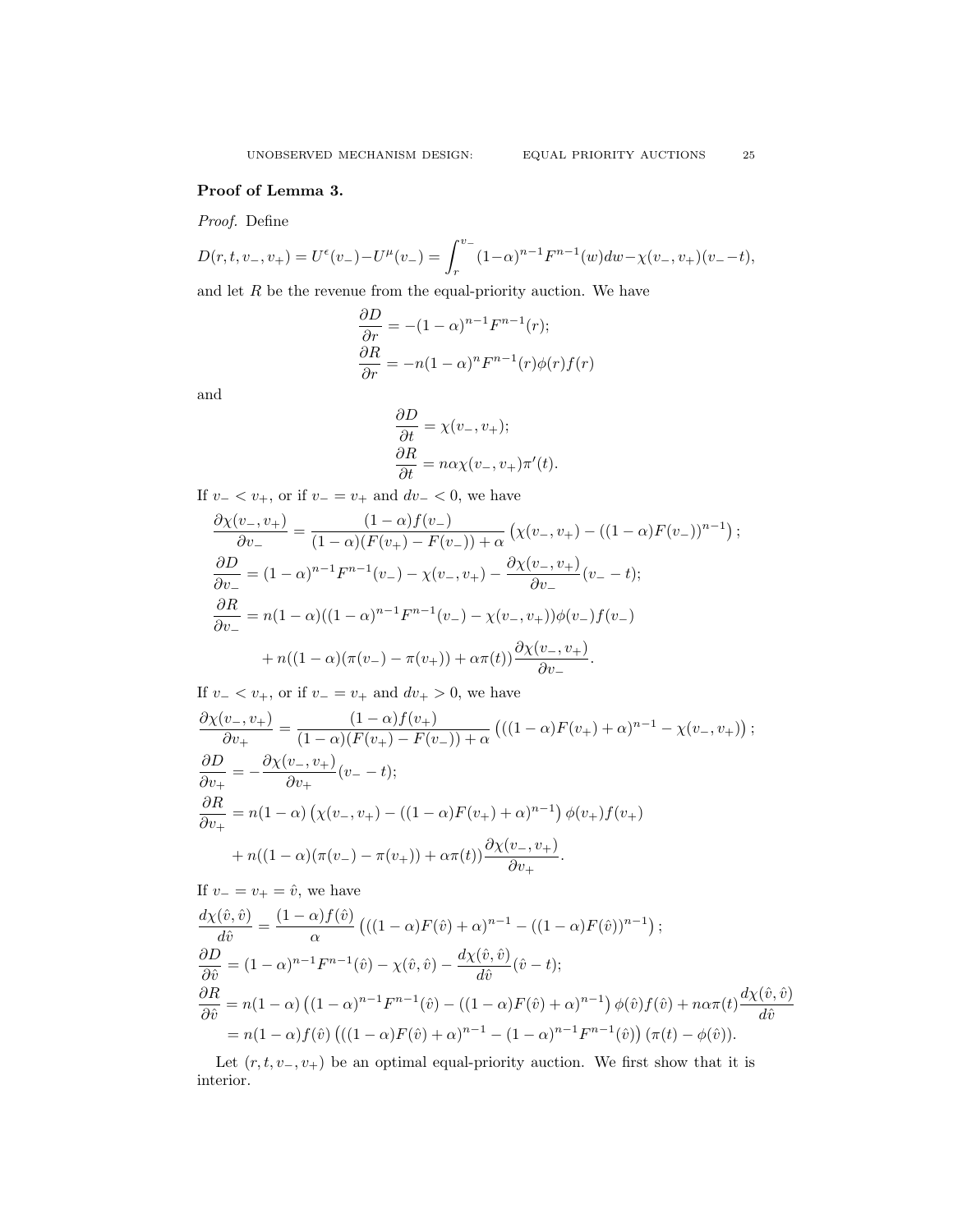**Proof of Lemma 3.**

*Proof.* Define

$$D(r,t,v_-,v_+) = U^{\epsilon}(v_-) - U^{\mu}(v_-) = \int_r^{v_-} (1-\alpha)^{n-1}F^{n-1}(w)dw - \chi(v_-,v_+)(v_- - t),$$

and let $R$ be the revenue from the equal-priority auction. We have

$$\frac{\partial D}{\partial r} = -(1-\alpha)^{n-1}F^{n-1}(r);$$
$$\frac{\partial R}{\partial r} = -n(1-\alpha)^n F^{n-1}(r)\phi(r)f(r)$$

and

$$\frac{\partial D}{\partial t} = \chi(v_-,v_+);$$
$$\frac{\partial R}{\partial t} = n\alpha\chi(v_-,v_+)\pi'(t).$$

If $v_- < v_+$, or if $v_- = v_+$ and $dv_- < 0$, we have

$$\frac{\partial \chi(v_-,v_+)}{\partial v_-} = \frac{(1-\alpha)f(v_-)}{(1-\alpha)(F(v_+)-F(v_-))+\alpha}\left(\chi(v_-,v_+) - ((1-\alpha)F(v_-))^{n-1}\right);$$
$$\frac{\partial D}{\partial v_-} = (1-\alpha)^{n-1}F^{n-1}(v_-) - \chi(v_-,v_+) - \frac{\partial \chi(v_-,v_+)}{\partial v_-}(v_- - t);$$
$$\frac{\partial R}{\partial v_-} = n(1-\alpha)((1-\alpha)^{n-1}F^{n-1}(v_-) - \chi(v_-,v_+))\phi(v_-)f(v_-)$$
$$+ n((1-\alpha)(\pi(v_-)-\pi(v_+)) + \alpha\pi(t))\frac{\partial \chi(v_-,v_+)}{\partial v_-}.$$

If $v_- < v_+$, or if $v_- = v_+$ and $dv_+ > 0$, we have

$$\frac{\partial \chi(v_-,v_+)}{\partial v_+} = \frac{(1-\alpha)f(v_+)}{(1-\alpha)(F(v_+)-F(v_-))+\alpha}\left(((1-\alpha)F(v_+)+\alpha)^{n-1} - \chi(v_-,v_+)\right);$$
$$\frac{\partial D}{\partial v_+} = -\frac{\partial \chi(v_-,v_+)}{\partial v_+}(v_- - t);$$
$$\frac{\partial R}{\partial v_+} = n(1-\alpha)\left(\chi(v_-,v_+) - ((1-\alpha)F(v_+)+\alpha)^{n-1}\right)\phi(v_+)f(v_+)$$
$$+ n((1-\alpha)(\pi(v_-)-\pi(v_+)) + \alpha\pi(t))\frac{\partial \chi(v_-,v_+)}{\partial v_+}.$$

If $v_- = v_+ = \hat{v}$, we have

$$\frac{d\chi(\hat{v},\hat{v})}{d\hat{v}} = \frac{(1-\alpha)f(\hat{v})}{\alpha}\left(((1-\alpha)F(\hat{v})+\alpha)^{n-1} - ((1-\alpha)F(\hat{v}))^{n-1}\right);$$
$$\frac{\partial D}{\partial \hat{v}} = (1-\alpha)^{n-1}F^{n-1}(\hat{v}) - \chi(\hat{v},\hat{v}) - \frac{d\chi(\hat{v},\hat{v})}{d\hat{v}}(\hat{v} - t);$$
$$\frac{\partial R}{\partial \hat{v}} = n(1-\alpha)\left((1-\alpha)^{n-1}F^{n-1}(\hat{v}) - ((1-\alpha)F(\hat{v})+\alpha)^{n-1}\right)\phi(\hat{v})f(\hat{v}) + n\alpha\pi(t)\frac{d\chi(\hat{v},\hat{v})}{d\hat{v}}$$
$$= n(1-\alpha)f(\hat{v})\left(((1-\alpha)F(\hat{v})+\alpha)^{n-1} - (1-\alpha)^{n-1}F^{n-1}(\hat{v})\right)(\pi(t) - \phi(\hat{v})).$$

Let $(r,t,v_-,v_+)$ be an optimal equal-priority auction. We first show that it is interior.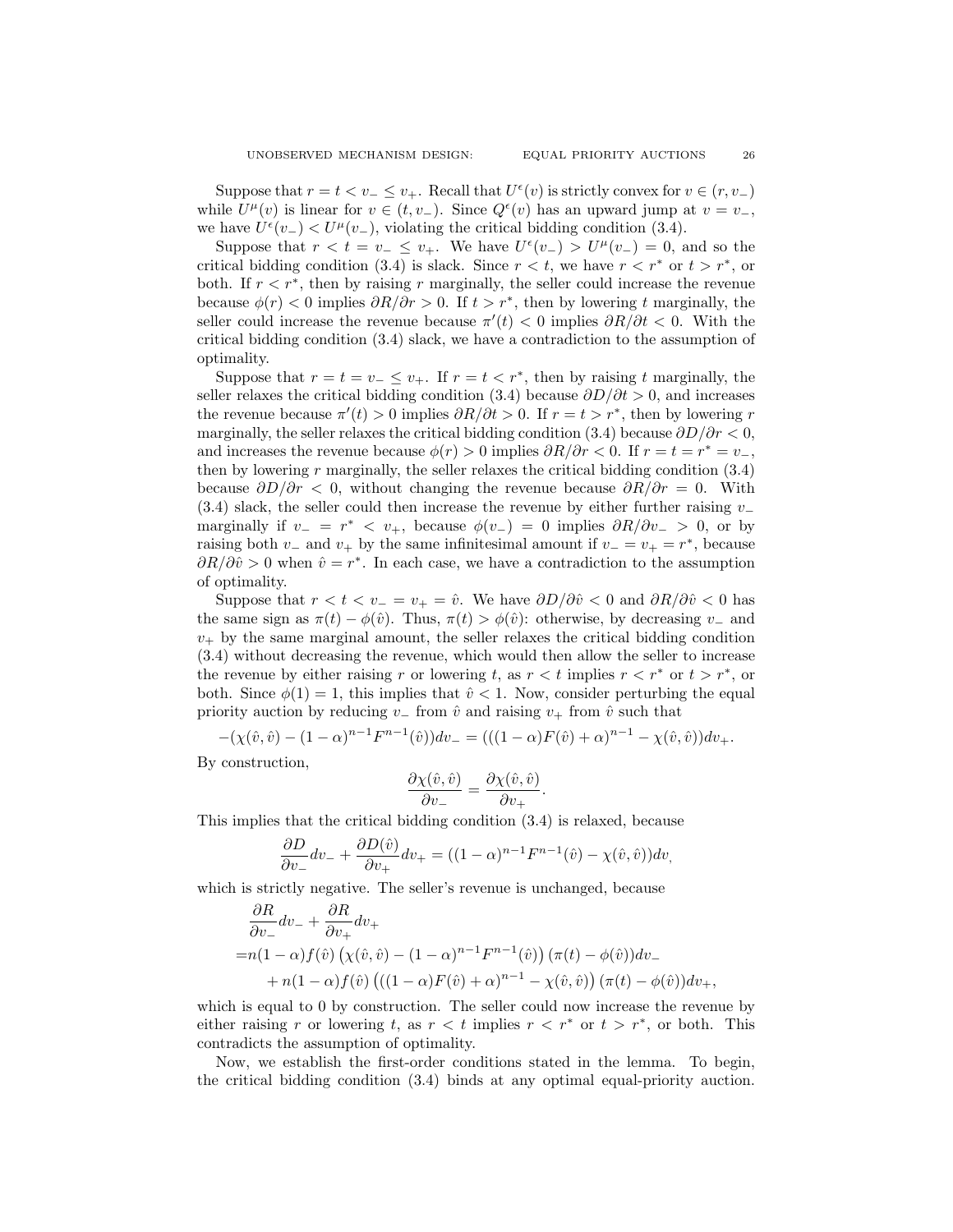Suppose that $r = t < v_- \leq v_+$. Recall that $U^\epsilon(v)$ is strictly convex for $v \in (r, v_-)$ while $U^\mu(v)$ is linear for $v \in (t, v_-)$. Since $Q^\epsilon(v)$ has an upward jump at $v = v_-$, we have $U^\epsilon(v_-) < U^\mu(v_-)$, violating the critical bidding condition (3.4).

Suppose that $r < t = v_- \leq v_+$. We have $U^\epsilon(v_-) > U^\mu(v_-) = 0$, and so the critical bidding condition (3.4) is slack. Since $r < t$, we have $r < r^*$ or $t > r^*$, or both. If $r < r^*$, then by raising $r$ marginally, the seller could increase the revenue because $\phi(r) < 0$ implies $\partial R/\partial r > 0$. If $t > r^*$, then by lowering $t$ marginally, the seller could increase the revenue because $\pi'(t) < 0$ implies $\partial R/\partial t < 0$. With the critical bidding condition (3.4) slack, we have a contradiction to the assumption of optimality.

Suppose that $r = t = v_- \leq v_+$. If $r = t < r^*$, then by raising $t$ marginally, the seller relaxes the critical bidding condition (3.4) because $\partial D/\partial t > 0$, and increases the revenue because $\pi'(t) > 0$ implies $\partial R/\partial t > 0$. If $r = t > r^*$, then by lowering $r$ marginally, the seller relaxes the critical bidding condition (3.4) because $\partial D/\partial r < 0$, and increases the revenue because $\phi(r) > 0$ implies $\partial R/\partial r < 0$. If $r = t = r^* = v_-$, then by lowering $r$ marginally, the seller relaxes the critical bidding condition (3.4) because $\partial D/\partial r < 0$, without changing the revenue because $\partial R/\partial r = 0$. With (3.4) slack, the seller could then increase the revenue by either further raising $v_-$ marginally if $v_- = r^* < v_+$, because $\phi(v_-) = 0$ implies $\partial R/\partial v_- > 0$, or by raising both $v_-$ and $v_+$ by the same infinitesimal amount if $v_- = v_+ = r^*$, because $\partial R/\partial \hat{v} > 0$ when $\hat{v} = r^*$. In each case, we have a contradiction to the assumption of optimality.

Suppose that $r < t < v_- = v_+ = \hat{v}$. We have $\partial D/\partial \hat{v} < 0$ and $\partial R/\partial \hat{v} < 0$ has the same sign as $\pi(t) - \phi(\hat{v})$. Thus, $\pi(t) > \phi(\hat{v})$: otherwise, by decreasing $v_-$ and $v_+$ by the same marginal amount, the seller relaxes the critical bidding condition (3.4) without decreasing the revenue, which would then allow the seller to increase the revenue by either raising $r$ or lowering $t$, as $r < t$ implies $r < r^*$ or $t > r^*$, or both. Since $\phi(1) = 1$, this implies that $\hat{v} < 1$. Now, consider perturbing the equal priority auction by reducing $v_-$ from $\hat{v}$ and raising $v_+$ from $\hat{v}$ such that

$$-(\chi(\hat{v}, \hat{v}) - (1-\alpha)^{n-1}F^{n-1}(\hat{v}))dv_- = (((1-\alpha)F(\hat{v}) + \alpha)^{n-1} - \chi(\hat{v}, \hat{v}))dv_+.$$

By construction,

$$\frac{\partial \chi(\hat{v}, \hat{v})}{\partial v_-} = \frac{\partial \chi(\hat{v}, \hat{v})}{\partial v_+}.$$

This implies that the critical bidding condition (3.4) is relaxed, because

$$\frac{\partial D}{\partial v_-}dv_- + \frac{\partial D(\hat{v})}{\partial v_+}dv_+ = ((1-\alpha)^{n-1}F^{n-1}(\hat{v}) - \chi(\hat{v}, \hat{v}))dv,$$

which is strictly negative. The seller's revenue is unchanged, because

$$\begin{aligned}
&\frac{\partial R}{\partial v_-}dv_- + \frac{\partial R}{\partial v_+}dv_+ \\
=& n(1-\alpha)f(\hat{v})\left(\chi(\hat{v}, \hat{v}) - (1-\alpha)^{n-1}F^{n-1}(\hat{v})\right)(\pi(t) - \phi(\hat{v}))dv_- \\
&+ n(1-\alpha)f(\hat{v})\left(((1-\alpha)F(\hat{v}) + \alpha)^{n-1} - \chi(\hat{v}, \hat{v})\right)(\pi(t) - \phi(\hat{v}))dv_+,
\end{aligned}$$

which is equal to 0 by construction. The seller could now increase the revenue by either raising $r$ or lowering $t$, as $r < t$ implies $r < r^*$ or $t > r^*$, or both. This contradicts the assumption of optimality.

Now, we establish the first-order conditions stated in the lemma. To begin, the critical bidding condition (3.4) binds at any optimal equal-priority auction.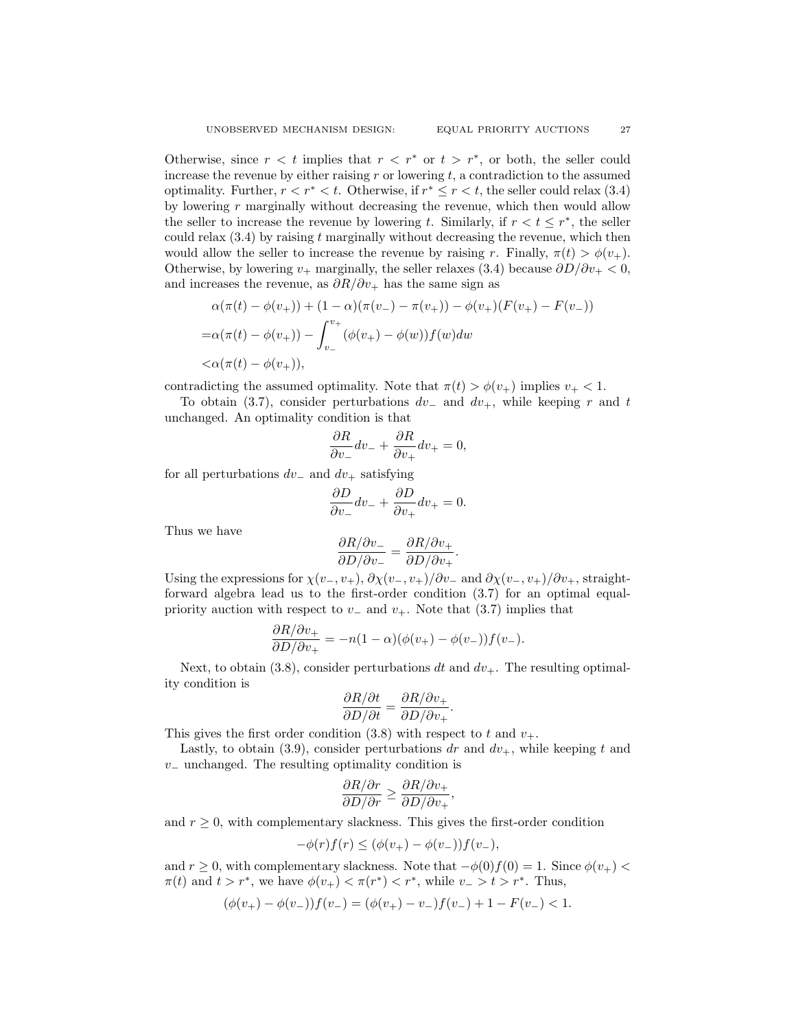Otherwise, since $r < t$ implies that $r < r^*$ or $t > r^*$, or both, the seller could increase the revenue by either raising $r$ or lowering $t$, a contradiction to the assumed optimality. Further, $r < r^* < t$. Otherwise, if $r^* \le r < t$, the seller could relax (3.4) by lowering $r$ marginally without decreasing the revenue, which then would allow the seller to increase the revenue by lowering $t$. Similarly, if $r < t \le r^*$, the seller could relax (3.4) by raising $t$ marginally without decreasing the revenue, which then would allow the seller to increase the revenue by raising $r$. Finally, $\pi(t) > \phi(v_+)$. Otherwise, by lowering $v_+$ marginally, the seller relaxes (3.4) because $\partial D/\partial v_+ < 0$, and increases the revenue, as $\partial R/\partial v_+$ has the same sign as

$$
\begin{aligned}
&\alpha(\pi(t) - \phi(v_+)) + (1-\alpha)(\pi(v_-) - \pi(v_+)) - \phi(v_+)(F(v_+) - F(v_-)) \\
=&\alpha(\pi(t) - \phi(v_+)) - \int_{v_-}^{v_+} (\phi(v_+) - \phi(w))f(w)dw \\
<&\alpha(\pi(t) - \phi(v_+)),
\end{aligned}
$$

contradicting the assumed optimality. Note that $\pi(t) > \phi(v_+)$ implies $v_+ < 1$.

To obtain (3.7), consider perturbations $dv_-$ and $dv_+$, while keeping $r$ and $t$ unchanged. An optimality condition is that

$$
\frac{\partial R}{\partial v_-}dv_- + \frac{\partial R}{\partial v_+}dv_+ = 0,
$$

for all perturbations $dv_-$ and $dv_+$ satisfying

$$
\frac{\partial D}{\partial v_-}dv_- + \frac{\partial D}{\partial v_+}dv_+ = 0.
$$

Thus we have

$$
\frac{\partial R/\partial v_-}{\partial D/\partial v_-} = \frac{\partial R/\partial v_+}{\partial D/\partial v_+}.
$$

Using the expressions for $\chi(v_-, v_+)$, $\partial\chi(v_-, v_+)/\partial v_-$ and $\partial\chi(v_-, v_+)/\partial v_+$, straightforward algebra lead us to the first-order condition (3.7) for an optimal equal-priority auction with respect to $v_-$ and $v_+$. Note that (3.7) implies that

$$
\frac{\partial R/\partial v_+}{\partial D/\partial v_+} = -n(1-\alpha)(\phi(v_+) - \phi(v_-))f(v_-).
$$

Next, to obtain (3.8), consider perturbations $dt$ and $dv_+$. The resulting optimality condition is

$$
\frac{\partial R/\partial t}{\partial D/\partial t} = \frac{\partial R/\partial v_+}{\partial D/\partial v_+}.
$$

This gives the first order condition (3.8) with respect to $t$ and $v_+$.

Lastly, to obtain (3.9), consider perturbations $dr$ and $dv_+$, while keeping $t$ and $v_-$ unchanged. The resulting optimality condition is

$$
\frac{\partial R/\partial r}{\partial D/\partial r} \ge \frac{\partial R/\partial v_+}{\partial D/\partial v_+},
$$

and $r \ge 0$, with complementary slackness. This gives the first-order condition

$$
-\phi(r)f(r) \le (\phi(v_+) - \phi(v_-))f(v_-),
$$

and $r \ge 0$, with complementary slackness. Note that $-\phi(0)f(0) = 1$. Since $\phi(v_+) < \pi(t)$ and $t > r^*$, we have $\phi(v_+) < \pi(r^*) < r^*$, while $v_- > t > r^*$. Thus,

$$
(\phi(v_+) - \phi(v_-))f(v_-) = (\phi(v_+) - v_-)f(v_-) + 1 - F(v_-) < 1.
$$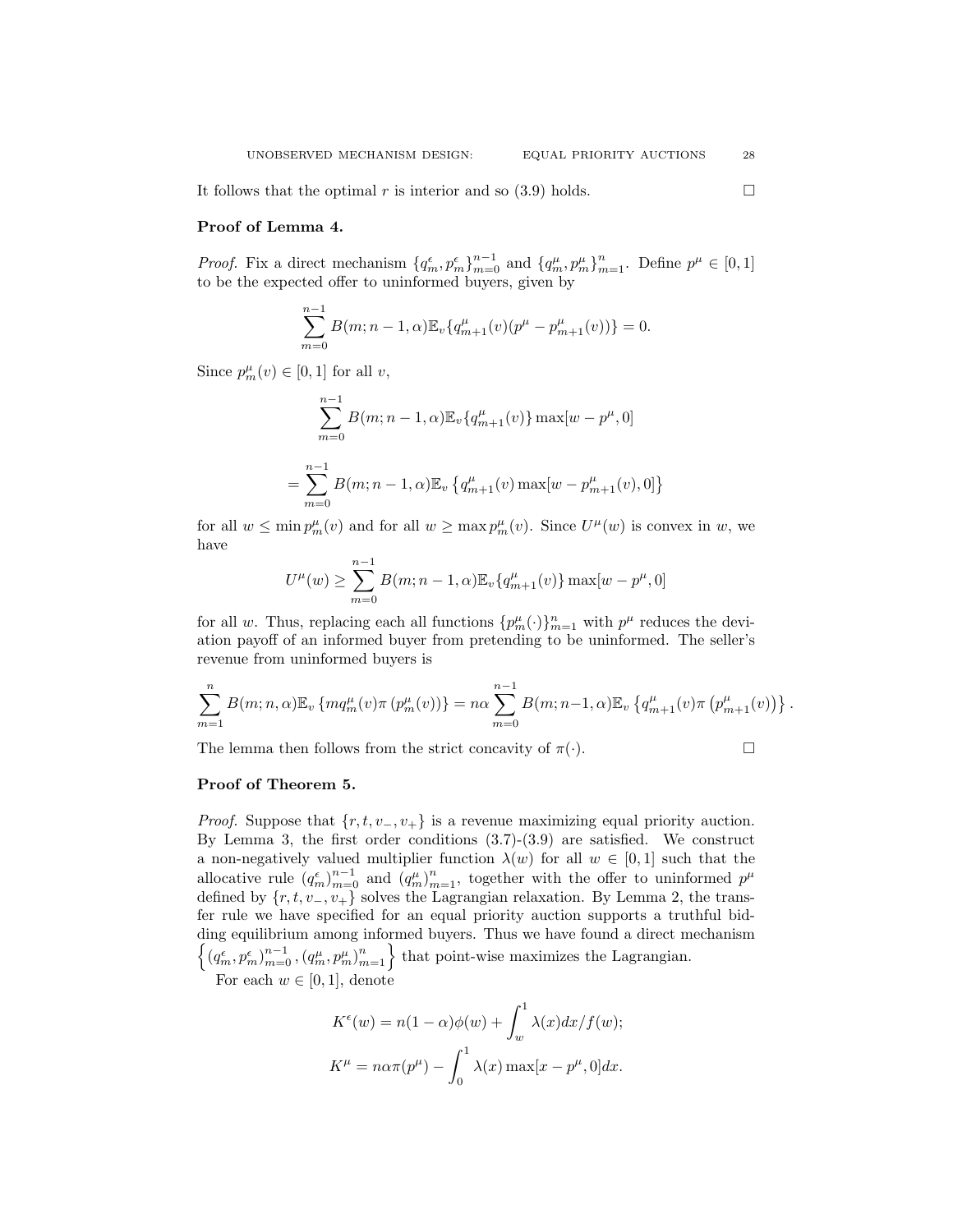It follows that the optimal $r$ is interior and so (3.9) holds. $\square$

**Proof of Lemma 4.**

*Proof.* Fix a direct mechanism $\{q^{\epsilon}_m, p^{\epsilon}_m\}_{m=0}^{n-1}$ and $\{q^{\mu}_m, p^{\mu}_m\}_{m=1}^{n}$. Define $p^{\mu} \in [0,1]$ to be the expected offer to uninformed buyers, given by

$$\sum_{m=0}^{n-1} B(m; n-1, \alpha)\mathbb{E}_v\{q^{\mu}_{m+1}(v)(p^{\mu} - p^{\mu}_{m+1}(v))\} = 0.$$

Since $p^{\mu}_m(v) \in [0,1]$ for all $v$,

$$\sum_{m=0}^{n-1} B(m; n-1, \alpha)\mathbb{E}_v\{q^{\mu}_{m+1}(v)\} \max[w - p^{\mu}, 0]$$

$$= \sum_{m=0}^{n-1} B(m; n-1, \alpha)\mathbb{E}_v\left\{q^{\mu}_{m+1}(v) \max[w - p^{\mu}_{m+1}(v), 0]\right\}$$

for all $w \leq \min p^{\mu}_m(v)$ and for all $w \geq \max p^{\mu}_m(v)$. Since $U^{\mu}(w)$ is convex in $w$, we have

$$U^{\mu}(w) \geq \sum_{m=0}^{n-1} B(m; n-1, \alpha)\mathbb{E}_v\{q^{\mu}_{m+1}(v)\} \max[w - p^{\mu}, 0]$$

for all $w$. Thus, replacing each all functions $\{p^{\mu}_m(\cdot)\}_{m=1}^{n}$ with $p^{\mu}$ reduces the deviation payoff of an informed buyer from pretending to be uninformed. The seller's revenue from uninformed buyers is

$$\sum_{m=1}^{n} B(m; n, \alpha)\mathbb{E}_v\left\{mq^{\mu}_m(v)\pi\left(p^{\mu}_m(v)\right)\right\} = n\alpha \sum_{m=0}^{n-1} B(m; n-1, \alpha)\mathbb{E}_v\left\{q^{\mu}_{m+1}(v)\pi\left(p^{\mu}_{m+1}(v)\right)\right\}.$$

The lemma then follows from the strict concavity of $\pi(\cdot)$. $\square$

**Proof of Theorem 5.**

*Proof.* Suppose that $\{r, t, v_-, v_+\}$ is a revenue maximizing equal priority auction. By Lemma 3, the first order conditions (3.7)-(3.9) are satisfied. We construct a non-negatively valued multiplier function $\lambda(w)$ for all $w \in [0,1]$ such that the allocative rule $(q^{\epsilon}_m)_{m=0}^{n-1}$ and $(q^{\mu}_m)_{m=1}^{n}$, together with the offer to uninformed $p^{\mu}$ defined by $\{r, t, v_-, v_+\}$ solves the Lagrangian relaxation. By Lemma 2, the transfer rule we have specified for an equal priority auction supports a truthful bidding equilibrium among informed buyers. Thus we have found a direct mechanism $\left\{(q^{\epsilon}_m, p^{\epsilon}_m)_{m=0}^{n-1}, (q^{\mu}_m, p^{\mu}_m)_{m=1}^{n}\right\}$ that point-wise maximizes the Lagrangian.

For each $w \in [0,1]$, denote

$$K^{\epsilon}(w) = n(1-\alpha)\phi(w) + \int_w^1 \lambda(x)dx/f(w);$$

$$K^{\mu} = n\alpha\pi(p^{\mu}) - \int_0^1 \lambda(x) \max[x - p^{\mu}, 0]dx.$$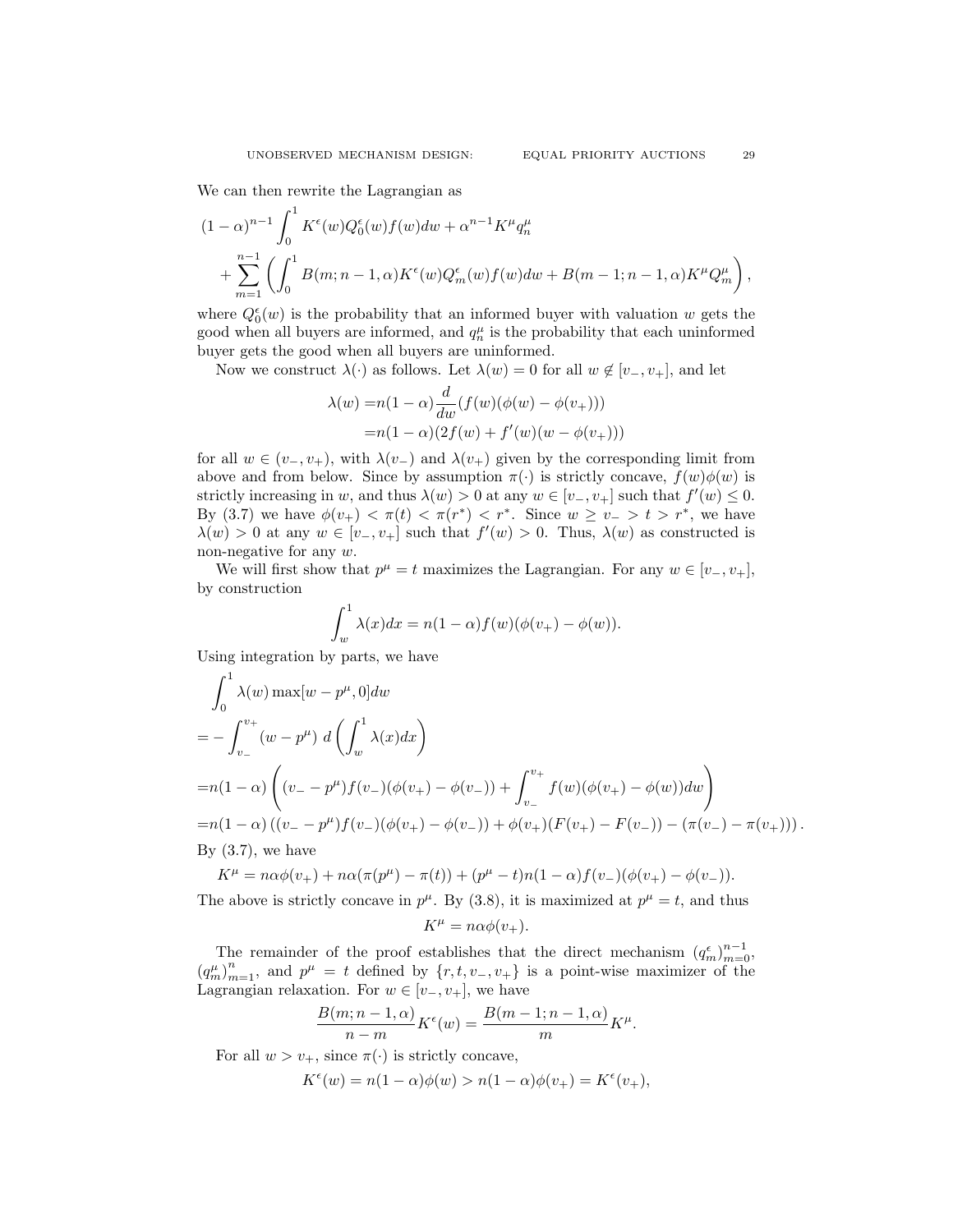We can then rewrite the Lagrangian as

$$
\begin{aligned}
&(1-\alpha)^{n-1}\int_0^1 K^\epsilon(w)Q_0^\epsilon(w)f(w)dw + \alpha^{n-1}K^\mu q_n^\mu \\
&\quad + \sum_{m=1}^{n-1}\left(\int_0^1 B(m;n-1,\alpha)K^\epsilon(w)Q_m^\epsilon(w)f(w)dw + B(m-1;n-1,\alpha)K^\mu Q_m^\mu\right),
\end{aligned}
$$

where $Q_0^\epsilon(w)$ is the probability that an informed buyer with valuation $w$ gets the good when all buyers are informed, and $q_n^\mu$ is the probability that each uninformed buyer gets the good when all buyers are uninformed.

Now we construct $\lambda(\cdot)$ as follows. Let $\lambda(w) = 0$ for all $w \notin [v_-, v_+]$, and let

$$
\begin{aligned}
\lambda(w) =& n(1-\alpha)\frac{d}{dw}(f(w)(\phi(w)-\phi(v_+))) \\
=& n(1-\alpha)(2f(w) + f'(w)(w-\phi(v_+)))
\end{aligned}
$$

for all $w \in (v_-, v_+)$, with $\lambda(v_-)$ and $\lambda(v_+)$ given by the corresponding limit from above and from below. Since by assumption $\pi(\cdot)$ is strictly concave, $f(w)\phi(w)$ is strictly increasing in $w$, and thus $\lambda(w) > 0$ at any $w \in [v_-, v_+]$ such that $f'(w) \leq 0$. By (3.7) we have $\phi(v_+) < \pi(t) < \pi(r^*) < r^*$. Since $w \geq v_- > t > r^*$, we have $\lambda(w) > 0$ at any $w \in [v_-, v_+]$ such that $f'(w) > 0$. Thus, $\lambda(w)$ as constructed is non-negative for any $w$.

We will first show that $p^\mu = t$ maximizes the Lagrangian. For any $w \in [v_-, v_+]$, by construction

$$
\int_w^1 \lambda(x)dx = n(1-\alpha)f(w)(\phi(v_+) - \phi(w)).
$$

Using integration by parts, we have

$$
\begin{aligned}
&\int_0^1 \lambda(w)\max[w-p^\mu, 0]dw \\
=& -\int_{v_-}^{v_+}(w-p^\mu)\, d\left(\int_w^1 \lambda(x)dx\right) \\
=& n(1-\alpha)\left((v_- - p^\mu)f(v_-)(\phi(v_+)-\phi(v_-)) + \int_{v_-}^{v_+} f(w)(\phi(v_+)-\phi(w))dw\right) \\
=& n(1-\alpha)\left((v_- - p^\mu)f(v_-)(\phi(v_+)-\phi(v_-)) + \phi(v_+)(F(v_+)-F(v_-)) - (\pi(v_-)-\pi(v_+))\right).
\end{aligned}
$$

By (3.7), we have

$$
K^\mu = n\alpha\phi(v_+) + n\alpha(\pi(p^\mu) - \pi(t)) + (p^\mu - t)n(1-\alpha)f(v_-)(\phi(v_+)-\phi(v_-)).
$$

The above is strictly concave in $p^\mu$. By (3.8), it is maximized at $p^\mu = t$, and thus

$$
K^\mu = n\alpha\phi(v_+).
$$

The remainder of the proof establishes that the direct mechanism $(q_m^\epsilon)_{m=0}^{n-1}$, $(q_m^\mu)_{m=1}^{n}$, and $p^\mu = t$ defined by $\{r, t, v_-, v_+\}$ is a point-wise maximizer of the Lagrangian relaxation. For $w \in [v_-, v_+]$, we have

$$
\frac{B(m;n-1,\alpha)}{n-m}K^\epsilon(w) = \frac{B(m-1;n-1,\alpha)}{m}K^\mu.
$$

For all $w > v_+$, since $\pi(\cdot)$ is strictly concave,

$$
K^\epsilon(w) = n(1-\alpha)\phi(w) > n(1-\alpha)\phi(v_+) = K^\epsilon(v_+),
$$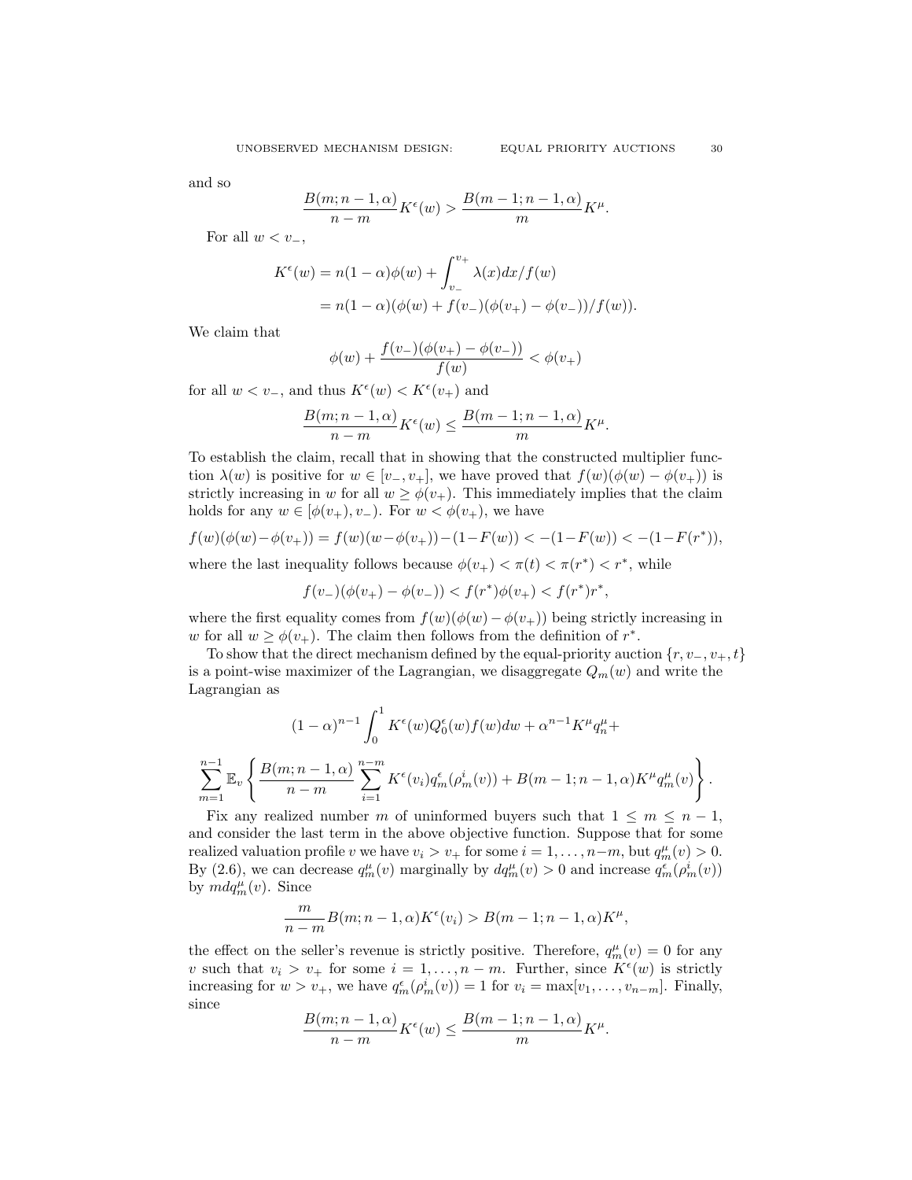and so

$$\frac{B(m;n-1,\alpha)}{n-m}K^{\epsilon}(w) > \frac{B(m-1;n-1,\alpha)}{m}K^{\mu}.$$

For all $w < v_-$,

$$\begin{aligned}
K^{\epsilon}(w) &= n(1-\alpha)\phi(w) + \int_{v_-}^{v_+} \lambda(x)dx/f(w) \\
&= n(1-\alpha)(\phi(w) + f(v_-)(\phi(v_+) - \phi(v_-))/f(w)).
\end{aligned}$$

We claim that

$$\phi(w) + \frac{f(v_-)(\phi(v_+) - \phi(v_-))}{f(w)} < \phi(v_+)$$

for all $w < v_-$, and thus $K^{\epsilon}(w) < K^{\epsilon}(v_+)$ and

$$\frac{B(m;n-1,\alpha)}{n-m}K^{\epsilon}(w) \le \frac{B(m-1;n-1,\alpha)}{m}K^{\mu}.$$

To establish the claim, recall that in showing that the constructed multiplier function $\lambda(w)$ is positive for $w \in [v_-, v_+]$, we have proved that $f(w)(\phi(w) - \phi(v_+))$ is strictly increasing in $w$ for all $w \ge \phi(v_+)$. This immediately implies that the claim holds for any $w \in [\phi(v_+), v_-)$. For $w < \phi(v_+)$, we have

$$f(w)(\phi(w) - \phi(v_+)) = f(w)(w - \phi(v_+)) - (1 - F(w)) < -(1 - F(w)) < -(1 - F(r^*)),$$

where the last inequality follows because $\phi(v_+) < \pi(t) < \pi(r^*) < r^*$, while

$$f(v_-)(\phi(v_+) - \phi(v_-)) < f(r^*)\phi(v_+) < f(r^*)r^*,$$

where the first equality comes from $f(w)(\phi(w) - \phi(v_+))$ being strictly increasing in $w$ for all $w \ge \phi(v_+)$. The claim then follows from the definition of $r^*$.

To show that the direct mechanism defined by the equal-priority auction $\{r, v_-, v_+, t\}$ is a point-wise maximizer of the Lagrangian, we disaggregate $Q_m(w)$ and write the Lagrangian as

$$(1-\alpha)^{n-1}\int_0^1 K^{\epsilon}(w)Q_0^{\epsilon}(w)f(w)dw + \alpha^{n-1}K^{\mu}q_n^{\mu} +$$

$$\sum_{m=1}^{n-1}\mathbb{E}_v\left\{\frac{B(m;n-1,\alpha)}{n-m}\sum_{i=1}^{n-m}K^{\epsilon}(v_i)q_m^{\epsilon}(\rho_m^i(v)) + B(m-1;n-1,\alpha)K^{\mu}q_m^{\mu}(v)\right\}.$$

Fix any realized number $m$ of uninformed buyers such that $1 \le m \le n-1$, and consider the last term in the above objective function. Suppose that for some realized valuation profile $v$ we have $v_i > v_+$ for some $i = 1, \ldots, n-m$, but $q_m^{\mu}(v) > 0$. By (2.6), we can decrease $q_m^{\mu}(v)$ marginally by $dq_m^{\mu}(v) > 0$ and increase $q_m^{\epsilon}(\rho_m^i(v))$ by $m dq_m^{\mu}(v)$. Since

$$\frac{m}{n-m}B(m;n-1,\alpha)K^{\epsilon}(v_i) > B(m-1;n-1,\alpha)K^{\mu},$$

the effect on the seller's revenue is strictly positive. Therefore, $q_m^{\mu}(v) = 0$ for any $v$ such that $v_i > v_+$ for some $i = 1, \ldots, n-m$. Further, since $K^{\epsilon}(w)$ is strictly increasing for $w > v_+$, we have $q_m^{\epsilon}(\rho_m^i(v)) = 1$ for $v_i = \max[v_1, \ldots, v_{n-m}]$. Finally, since

$$\frac{B(m;n-1,\alpha)}{n-m}K^{\epsilon}(w) \le \frac{B(m-1;n-1,\alpha)}{m}K^{\mu}.$$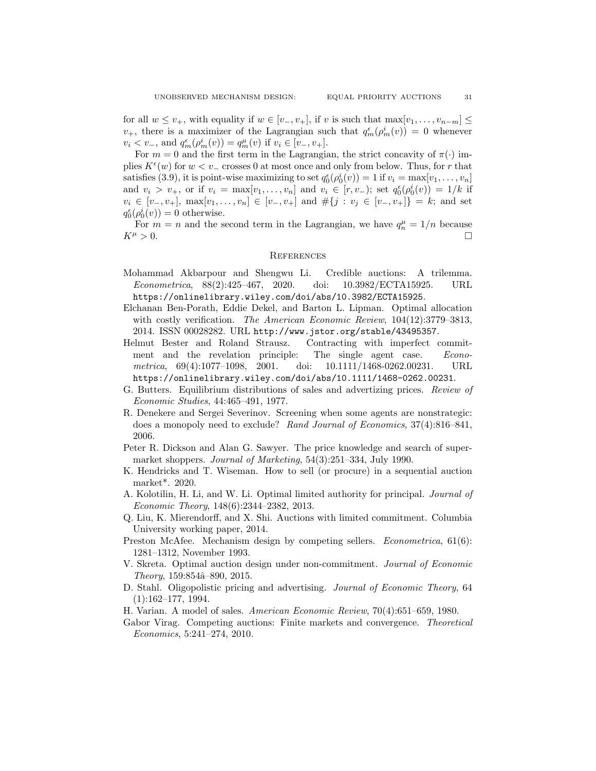for all $w \leq v_+$, with equality if $w \in [v_-, v_+]$, if $v$ is such that $\max[v_1, \ldots, v_{n-m}] \leq v_+$, there is a maximizer of the Lagrangian such that $q^\epsilon_m(\rho^i_m(v)) = 0$ whenever $v_i < v_-$, and $q^\epsilon_m(\rho^i_m(v)) = q^\mu_m(v)$ if $v_i \in [v_-, v_+]$.

For $m = 0$ and the first term in the Lagrangian, the strict concavity of $\pi(\cdot)$ implies $K^\epsilon(w)$ for $w < v_-$ crosses 0 at most once and only from below. Thus, for $r$ that satisfies (3.9), it is point-wise maximizing to set $q^\epsilon_0(\rho^i_0(v)) = 1$ if $v_i = \max[v_1, \ldots, v_n]$ and $v_i > v_+$, or if $v_i = \max[v_1, \ldots, v_n]$ and $v_i \in [r, v_-)$; set $q^\epsilon_0(\rho^i_0(v)) = 1/k$ if $v_i \in [v_-, v_+]$, $\max[v_1, \ldots, v_n] \in [v_-, v_+]$ and $\#\{j : v_j \in [v_-, v_+]\} = k$; and set $q^\epsilon_0(\rho^i_0(v)) = 0$ otherwise.

For $m = n$ and the second term in the Lagrangian, we have $q^\mu_n = 1/n$ because $K^\mu > 0$. $\square$

## References

Mohammad Akbarpour and Shengwu Li. Credible auctions: A trilemma. *Econometrica*, 88(2):425–467, 2020. doi: 10.3982/ECTA15925. URL https://onlinelibrary.wiley.com/doi/abs/10.3982/ECTA15925.

Elchanan Ben-Porath, Eddie Dekel, and Barton L. Lipman. Optimal allocation with costly verification. *The American Economic Review*, 104(12):3779–3813, 2014. ISSN 00028282. URL http://www.jstor.org/stable/43495357.

Helmut Bester and Roland Strausz. Contracting with imperfect commitment and the revelation principle: The single agent case. *Econometrica*, 69(4):1077–1098, 2001. doi: 10.1111/1468-0262.00231. URL https://onlinelibrary.wiley.com/doi/abs/10.1111/1468-0262.00231.

G. Butters. Equilibrium distributions of sales and advertizing prices. *Review of Economic Studies*, 44:465–491, 1977.

R. Denekere and Sergei Severinov. Screening when some agents are nonstrategic: does a monopoly need to exclude? *Rand Journal of Economics*, 37(4):816–841, 2006.

Peter R. Dickson and Alan G. Sawyer. The price knowledge and search of supermarket shoppers. *Journal of Marketing*, 54(3):251–334, July 1990.

K. Hendricks and T. Wiseman. How to sell (or procure) in a sequential auction market*. 2020.

A. Kolotilin, H. Li, and W. Li. Optimal limited authority for principal. *Journal of Economic Theory*, 148(6):2344–2382, 2013.

Q. Liu, K. Mierendorff, and X. Shi. Auctions with limited commitment. Columbia University working paper, 2014.

Preston McAfee. Mechanism design by competing sellers. *Econometrica*, 61(6): 1281–1312, November 1993.

V. Skreta. Optimal auction design under non-commitment. *Journal of Economic Theory*, 159:854â–890, 2015.

D. Stahl. Oligopolistic pricing and advertising. *Journal of Economic Theory*, 64 (1):162–177, 1994.

H. Varian. A model of sales. *American Economic Review*, 70(4):651–659, 1980.

Gabor Virag. Competing auctions: Finite markets and convergence. *Theoretical Economics*, 5:241–274, 2010.